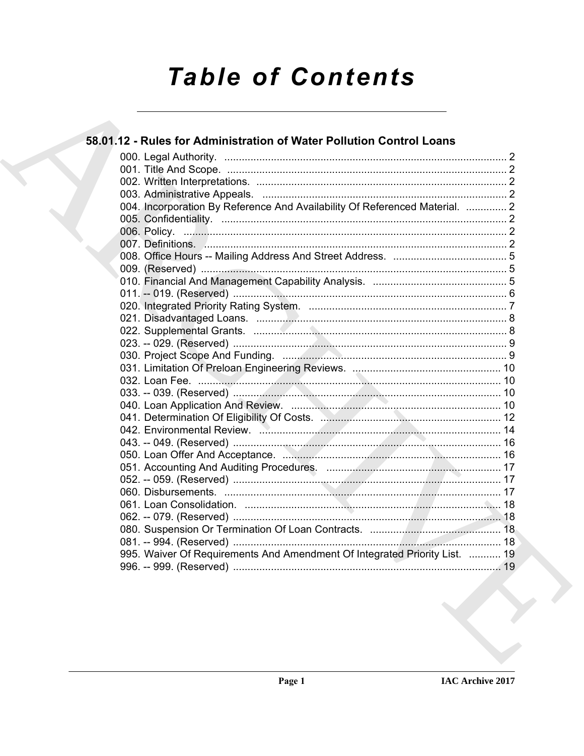# Table of Contents

## 58.01.12 - Rules for Administration of Water Pollution Control Loans

000. Legal Authority. ........ 2
001. Title And Scope. ........ 2
002. Written Interpretations. ........ 2
003. Administrative Appeals. ........ 2
004. Incorporation By Reference And Availability Of Referenced Material. ........ 2
005. Confidentiality. ........ 2
006. Policy. ........ 2
007. Definitions. ........ 2
008. Office Hours -- Mailing Address And Street Address. ........ 5
009. (Reserved) ........ 5
010. Financial And Management Capability Analysis. ........ 5
011. -- 019. (Reserved) ........ 6
020. Integrated Priority Rating System. ........ 7
021. Disadvantaged Loans. ........ 8
022. Supplemental Grants. ........ 8
023. -- 029. (Reserved) ........ 9
030. Project Scope And Funding. ........ 9
031. Limitation Of Preloan Engineering Reviews. ........ 10
032. Loan Fee. ........ 10
033. -- 039. (Reserved) ........ 10
040. Loan Application And Review. ........ 10
041. Determination Of Eligibility Of Costs. ........ 12
042. Environmental Review. ........ 14
043. -- 049. (Reserved) ........ 16
050. Loan Offer And Acceptance. ........ 16
051. Accounting And Auditing Procedures. ........ 17
052. -- 059. (Reserved) ........ 17
060. Disbursements. ........ 17
061. Loan Consolidation. ........ 18
062. -- 079. (Reserved) ........ 18
080. Suspension Or Termination Of Loan Contracts. ........ 18
081. -- 994. (Reserved) ........ 18
995. Waiver Of Requirements And Amendment Of Integrated Priority List. ........ 19
996. -- 999. (Reserved) ........ 19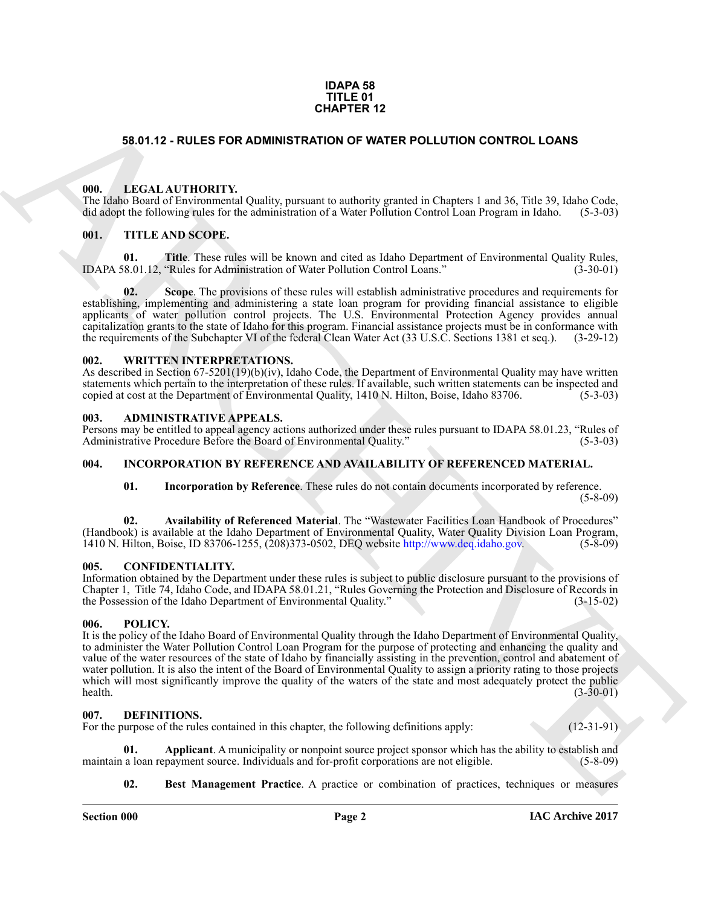**IDAPA 58**
**TITLE 01**
**CHAPTER 12**

## 58.01.12 - RULES FOR ADMINISTRATION OF WATER POLLUTION CONTROL LOANS

### 000. LEGAL AUTHORITY.

The Idaho Board of Environmental Quality, pursuant to authority granted in Chapters 1 and 36, Title 39, Idaho Code, did adopt the following rules for the administration of a Water Pollution Control Loan Program in Idaho. (5-3-03)

### 001. TITLE AND SCOPE.

**01. Title**. These rules will be known and cited as Idaho Department of Environmental Quality Rules, IDAPA 58.01.12, "Rules for Administration of Water Pollution Control Loans." (3-30-01)

**02. Scope**. The provisions of these rules will establish administrative procedures and requirements for establishing, implementing and administering a state loan program for providing financial assistance to eligible applicants of water pollution control projects. The U.S. Environmental Protection Agency provides annual capitalization grants to the state of Idaho for this program. Financial assistance projects must be in conformance with the requirements of the Subchapter VI of the federal Clean Water Act (33 U.S.C. Sections 1381 et seq.). (3-29-12)

### 002. WRITTEN INTERPRETATIONS.

As described in Section 67-5201(19)(b)(iv), Idaho Code, the Department of Environmental Quality may have written statements which pertain to the interpretation of these rules. If available, such written statements can be inspected and copied at cost at the Department of Environmental Quality, 1410 N. Hilton, Boise, Idaho 83706. (5-3-03)

### 003. ADMINISTRATIVE APPEALS.

Persons may be entitled to appeal agency actions authorized under these rules pursuant to IDAPA 58.01.23, "Rules of Administrative Procedure Before the Board of Environmental Quality." (5-3-03)

### 004. INCORPORATION BY REFERENCE AND AVAILABILITY OF REFERENCED MATERIAL.

**01. Incorporation by Reference**. These rules do not contain documents incorporated by reference. (5-8-09)

**02. Availability of Referenced Material**. The "Wastewater Facilities Loan Handbook of Procedures" (Handbook) is available at the Idaho Department of Environmental Quality, Water Quality Division Loan Program, 1410 N. Hilton, Boise, ID 83706-1255, (208)373-0502, DEQ website http://www.deq.idaho.gov. (5-8-09)

### 005. CONFIDENTIALITY.

Information obtained by the Department under these rules is subject to public disclosure pursuant to the provisions of Chapter 1, Title 74, Idaho Code, and IDAPA 58.01.21, "Rules Governing the Protection and Disclosure of Records in the Possession of the Idaho Department of Environmental Quality." (3-15-02)

### 006. POLICY.

It is the policy of the Idaho Board of Environmental Quality through the Idaho Department of Environmental Quality, to administer the Water Pollution Control Loan Program for the purpose of protecting and enhancing the quality and value of the water resources of the state of Idaho by financially assisting in the prevention, control and abatement of water pollution. It is also the intent of the Board of Environmental Quality to assign a priority rating to those projects which will most significantly improve the quality of the waters of the state and most adequately protect the public health. (3-30-01)

### 007. DEFINITIONS.

For the purpose of the rules contained in this chapter, the following definitions apply: (12-31-91)

**01. Applicant**. A municipality or nonpoint source project sponsor which has the ability to establish and maintain a loan repayment source. Individuals and for-profit corporations are not eligible. (5-8-09)

**02. Best Management Practice**. A practice or combination of practices, techniques or measures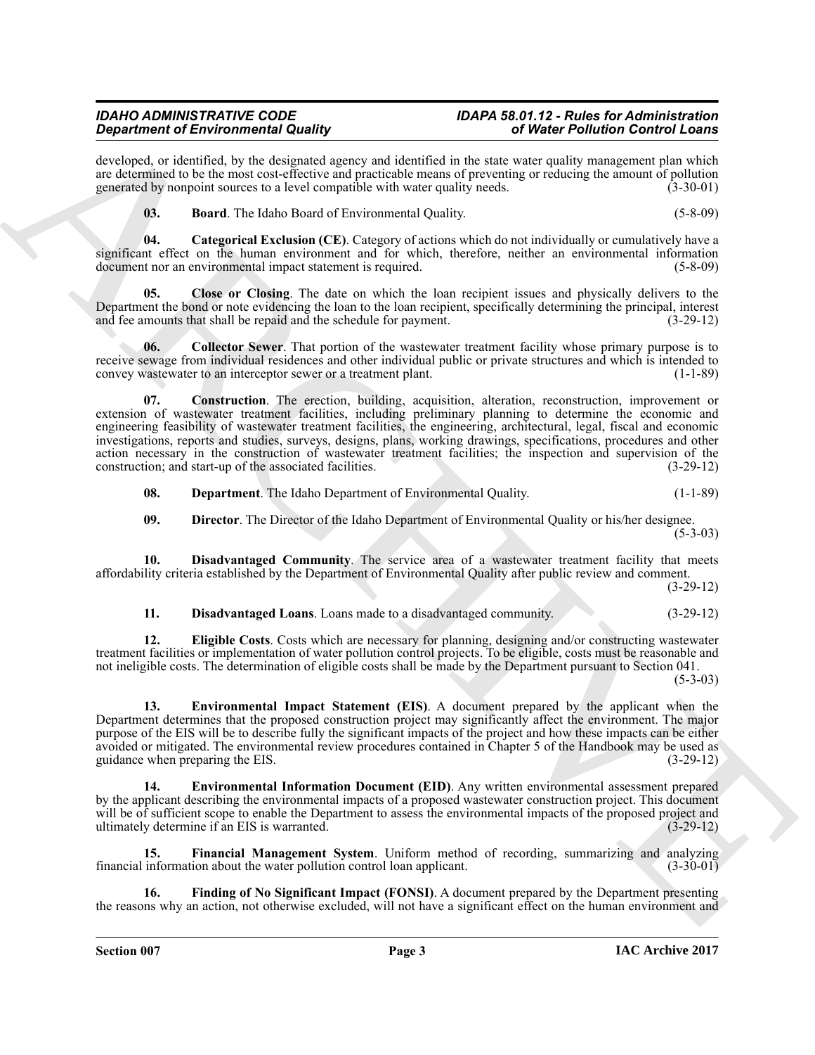developed, or identified, by the designated agency and identified in the state water quality management plan which are determined to be the most cost-effective and practicable means of preventing or reducing the amount of pollution generated by nonpoint sources to a level compatible with water quality needs. (3-30-01)

**03. Board**. The Idaho Board of Environmental Quality. (5-8-09)

**04. Categorical Exclusion (CE)**. Category of actions which do not individually or cumulatively have a significant effect on the human environment and for which, therefore, neither an environmental information document nor an environmental impact statement is required. (5-8-09)

**05. Close or Closing**. The date on which the loan recipient issues and physically delivers to the Department the bond or note evidencing the loan to the loan recipient, specifically determining the principal, interest and fee amounts that shall be repaid and the schedule for payment. (3-29-12)

**06. Collector Sewer**. That portion of the wastewater treatment facility whose primary purpose is to receive sewage from individual residences and other individual public or private structures and which is intended to convey wastewater to an interceptor sewer or a treatment plant. (1-1-89)

**07. Construction**. The erection, building, acquisition, alteration, reconstruction, improvement or extension of wastewater treatment facilities, including preliminary planning to determine the economic and engineering feasibility of wastewater treatment facilities, the engineering, architectural, legal, fiscal and economic investigations, reports and studies, surveys, designs, plans, working drawings, specifications, procedures and other action necessary in the construction of wastewater treatment facilities; the inspection and supervision of the construction; and start-up of the associated facilities. (3-29-12)

**08. Department**. The Idaho Department of Environmental Quality. (1-1-89)

**09. Director**. The Director of the Idaho Department of Environmental Quality or his/her designee. (5-3-03)

**10. Disadvantaged Community**. The service area of a wastewater treatment facility that meets affordability criteria established by the Department of Environmental Quality after public review and comment. (3-29-12)

**11. Disadvantaged Loans**. Loans made to a disadvantaged community. (3-29-12)

**12. Eligible Costs**. Costs which are necessary for planning, designing and/or constructing wastewater treatment facilities or implementation of water pollution control projects. To be eligible, costs must be reasonable and not ineligible costs. The determination of eligible costs shall be made by the Department pursuant to Section 041. (5-3-03)

**13. Environmental Impact Statement (EIS)**. A document prepared by the applicant when the Department determines that the proposed construction project may significantly affect the environment. The major purpose of the EIS will be to describe fully the significant impacts of the project and how these impacts can be either avoided or mitigated. The environmental review procedures contained in Chapter 5 of the Handbook may be used as guidance when preparing the EIS. (3-29-12)

**14. Environmental Information Document (EID)**. Any written environmental assessment prepared by the applicant describing the environmental impacts of a proposed wastewater construction project. This document will be of sufficient scope to enable the Department to assess the environmental impacts of the proposed project and ultimately determine if an EIS is warranted. (3-29-12)

**15. Financial Management System**. Uniform method of recording, summarizing and analyzing financial information about the water pollution control loan applicant. (3-30-01)

**16. Finding of No Significant Impact (FONSI)**. A document prepared by the Department presenting the reasons why an action, not otherwise excluded, will not have a significant effect on the human environment and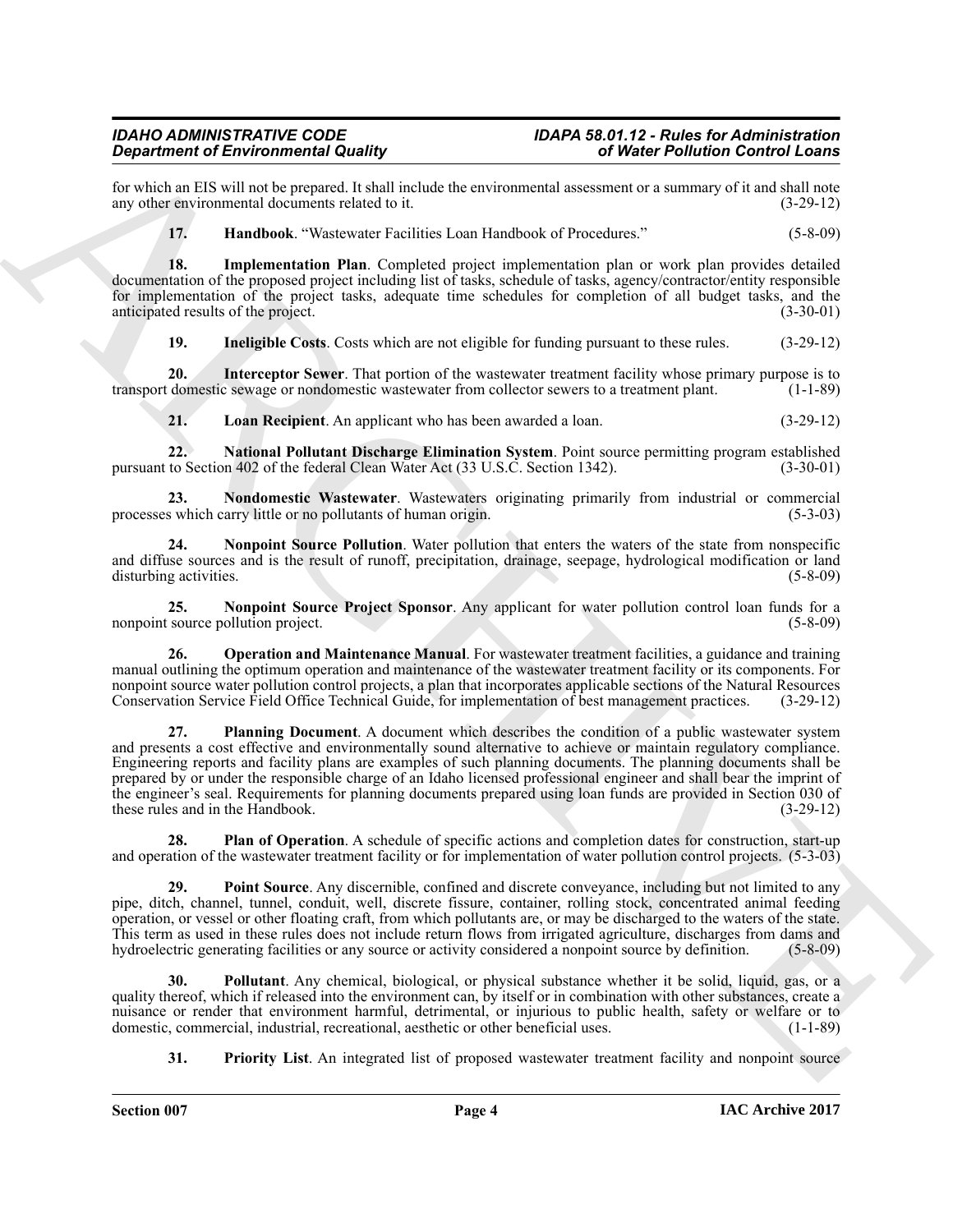for which an EIS will not be prepared. It shall include the environmental assessment or a summary of it and shall note any other environmental documents related to it. (3-29-12)

**17. Handbook**. "Wastewater Facilities Loan Handbook of Procedures." (5-8-09)

**18. Implementation Plan**. Completed project implementation plan or work plan provides detailed documentation of the proposed project including list of tasks, schedule of tasks, agency/contractor/entity responsible for implementation of the project tasks, adequate time schedules for completion of all budget tasks, and the anticipated results of the project. (3-30-01)

**19. Ineligible Costs**. Costs which are not eligible for funding pursuant to these rules. (3-29-12)

**20. Interceptor Sewer**. That portion of the wastewater treatment facility whose primary purpose is to transport domestic sewage or nondomestic wastewater from collector sewers to a treatment plant. (1-1-89)

**21. Loan Recipient**. An applicant who has been awarded a loan. (3-29-12)

**22. National Pollutant Discharge Elimination System**. Point source permitting program established pursuant to Section 402 of the federal Clean Water Act (33 U.S.C. Section 1342). (3-30-01)

**23. Nondomestic Wastewater**. Wastewaters originating primarily from industrial or commercial processes which carry little or no pollutants of human origin. (5-3-03)

**24. Nonpoint Source Pollution**. Water pollution that enters the waters of the state from nonspecific and diffuse sources and is the result of runoff, precipitation, drainage, seepage, hydrological modification or land disturbing activities. (5-8-09)

**25. Nonpoint Source Project Sponsor**. Any applicant for water pollution control loan funds for a nonpoint source pollution project. (5-8-09)

**26. Operation and Maintenance Manual**. For wastewater treatment facilities, a guidance and training manual outlining the optimum operation and maintenance of the wastewater treatment facility or its components. For nonpoint source water pollution control projects, a plan that incorporates applicable sections of the Natural Resources Conservation Service Field Office Technical Guide, for implementation of best management practices. (3-29-12)

**27. Planning Document**. A document which describes the condition of a public wastewater system and presents a cost effective and environmentally sound alternative to achieve or maintain regulatory compliance. Engineering reports and facility plans are examples of such planning documents. The planning documents shall be prepared by or under the responsible charge of an Idaho licensed professional engineer and shall bear the imprint of the engineer's seal. Requirements for planning documents prepared using loan funds are provided in Section 030 of these rules and in the Handbook. (3-29-12)

**28. Plan of Operation**. A schedule of specific actions and completion dates for construction, start-up and operation of the wastewater treatment facility or for implementation of water pollution control projects. (5-3-03)

**29. Point Source**. Any discernible, confined and discrete conveyance, including but not limited to any pipe, ditch, channel, tunnel, conduit, well, discrete fissure, container, rolling stock, concentrated animal feeding operation, or vessel or other floating craft, from which pollutants are, or may be discharged to the waters of the state. This term as used in these rules does not include return flows from irrigated agriculture, discharges from dams and hydroelectric generating facilities or any source or activity considered a nonpoint source by definition. (5-8-09)

**30. Pollutant**. Any chemical, biological, or physical substance whether it be solid, liquid, gas, or a quality thereof, which if released into the environment can, by itself or in combination with other substances, create a nuisance or render that environment harmful, detrimental, or injurious to public health, safety or welfare or to domestic, commercial, industrial, recreational, aesthetic or other beneficial uses. (1-1-89)

**31. Priority List**. An integrated list of proposed wastewater treatment facility and nonpoint source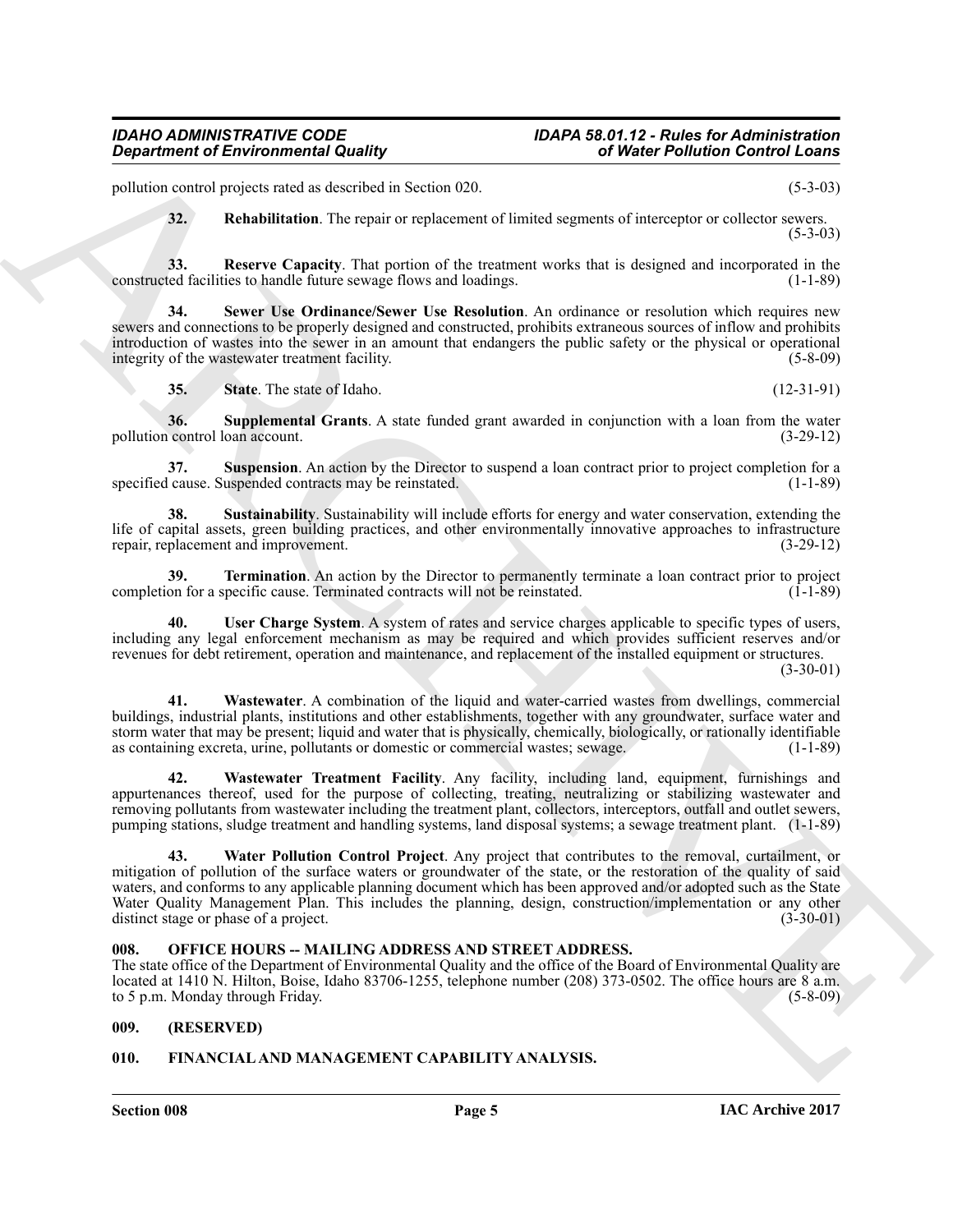pollution control projects rated as described in Section 020. (5-3-03)

**32. Rehabilitation**. The repair or replacement of limited segments of interceptor or collector sewers. (5-3-03)

**33. Reserve Capacity**. That portion of the treatment works that is designed and incorporated in the constructed facilities to handle future sewage flows and loadings. (1-1-89)

**34. Sewer Use Ordinance/Sewer Use Resolution**. An ordinance or resolution which requires new sewers and connections to be properly designed and constructed, prohibits extraneous sources of inflow and prohibits introduction of wastes into the sewer in an amount that endangers the public safety or the physical or operational integrity of the wastewater treatment facility. (5-8-09)

**35. State**. The state of Idaho. (12-31-91)

**36. Supplemental Grants**. A state funded grant awarded in conjunction with a loan from the water pollution control loan account. (3-29-12)

**37. Suspension**. An action by the Director to suspend a loan contract prior to project completion for a specified cause. Suspended contracts may be reinstated. (1-1-89)

**38. Sustainability**. Sustainability will include efforts for energy and water conservation, extending the life of capital assets, green building practices, and other environmentally innovative approaches to infrastructure repair, replacement and improvement. (3-29-12)

**39. Termination**. An action by the Director to permanently terminate a loan contract prior to project completion for a specific cause. Terminated contracts will not be reinstated. (1-1-89)

**40. User Charge System**. A system of rates and service charges applicable to specific types of users, including any legal enforcement mechanism as may be required and which provides sufficient reserves and/or revenues for debt retirement, operation and maintenance, and replacement of the installed equipment or structures. (3-30-01)

**41. Wastewater**. A combination of the liquid and water-carried wastes from dwellings, commercial buildings, industrial plants, institutions and other establishments, together with any groundwater, surface water and storm water that may be present; liquid and water that is physically, chemically, biologically, or rationally identifiable as containing excreta, urine, pollutants or domestic or commercial wastes; sewage. (1-1-89)

**42. Wastewater Treatment Facility**. Any facility, including land, equipment, furnishings and appurtenances thereof, used for the purpose of collecting, treating, neutralizing or stabilizing wastewater and removing pollutants from wastewater including the treatment plant, collectors, interceptors, outfall and outlet sewers, pumping stations, sludge treatment and handling systems, land disposal systems; a sewage treatment plant. (1-1-89)

**43. Water Pollution Control Project**. Any project that contributes to the removal, curtailment, or mitigation of pollution of the surface waters or groundwater of the state, or the restoration of the quality of said waters, and conforms to any applicable planning document which has been approved and/or adopted such as the State Water Quality Management Plan. This includes the planning, design, construction/implementation or any other distinct stage or phase of a project. (3-30-01)

## 008. OFFICE HOURS -- MAILING ADDRESS AND STREET ADDRESS.

The state office of the Department of Environmental Quality and the office of the Board of Environmental Quality are located at 1410 N. Hilton, Boise, Idaho 83706-1255, telephone number (208) 373-0502. The office hours are 8 a.m. to 5 p.m. Monday through Friday. (5-8-09)

## 009. (RESERVED)

## 010. FINANCIAL AND MANAGEMENT CAPABILITY ANALYSIS.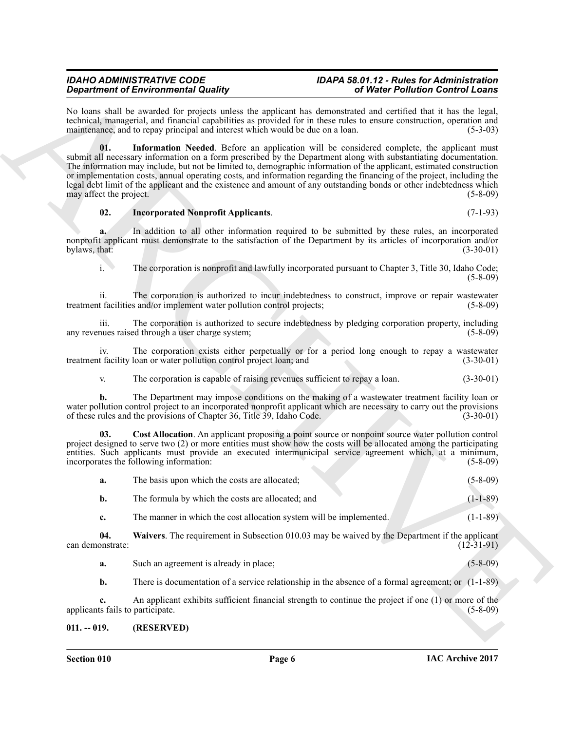No loans shall be awarded for projects unless the applicant has demonstrated and certified that it has the legal, technical, managerial, and financial capabilities as provided for in these rules to ensure construction, operation and maintenance, and to repay principal and interest which would be due on a loan. (5-3-03)

**01. Information Needed**. Before an application will be considered complete, the applicant must submit all necessary information on a form prescribed by the Department along with substantiating documentation. The information may include, but not be limited to, demographic information of the applicant, estimated construction or implementation costs, annual operating costs, and information regarding the financing of the project, including the legal debt limit of the applicant and the existence and amount of any outstanding bonds or other indebtedness which may affect the project. (5-8-09)

**02. Incorporated Nonprofit Applicants**. (7-1-93)

**a.** In addition to all other information required to be submitted by these rules, an incorporated nonprofit applicant must demonstrate to the satisfaction of the Department by its articles of incorporation and/or bylaws, that: (3-30-01)

i. The corporation is nonprofit and lawfully incorporated pursuant to Chapter 3, Title 30, Idaho Code; (5-8-09)

ii. The corporation is authorized to incur indebtedness to construct, improve or repair wastewater treatment facilities and/or implement water pollution control projects; (5-8-09)

iii. The corporation is authorized to secure indebtedness by pledging corporation property, including any revenues raised through a user charge system; (5-8-09)

iv. The corporation exists either perpetually or for a period long enough to repay a wastewater treatment facility loan or water pollution control project loan; and (3-30-01)

v. The corporation is capable of raising revenues sufficient to repay a loan. (3-30-01)

**b.** The Department may impose conditions on the making of a wastewater treatment facility loan or water pollution control project to an incorporated nonprofit applicant which are necessary to carry out the provisions of these rules and the provisions of Chapter 36, Title 39, Idaho Code. (3-30-01)

**03. Cost Allocation**. An applicant proposing a point source or nonpoint source water pollution control project designed to serve two (2) or more entities must show how the costs will be allocated among the participating entities. Such applicants must provide an executed intermunicipal service agreement which, at a minimum, incorporates the following information: (5-8-09)

**a.** The basis upon which the costs are allocated; (5-8-09)

**b.** The formula by which the costs are allocated; and (1-1-89)

**c.** The manner in which the cost allocation system will be implemented. (1-1-89)

**04. Waivers**. The requirement in Subsection 010.03 may be waived by the Department if the applicant can demonstrate: (12-31-91)

**a.** Such an agreement is already in place; (5-8-09)

**b.** There is documentation of a service relationship in the absence of a formal agreement; or (1-1-89)

**c.** An applicant exhibits sufficient financial strength to continue the project if one (1) or more of the applicants fails to participate. (5-8-09)

## 011. -- 019. (RESERVED)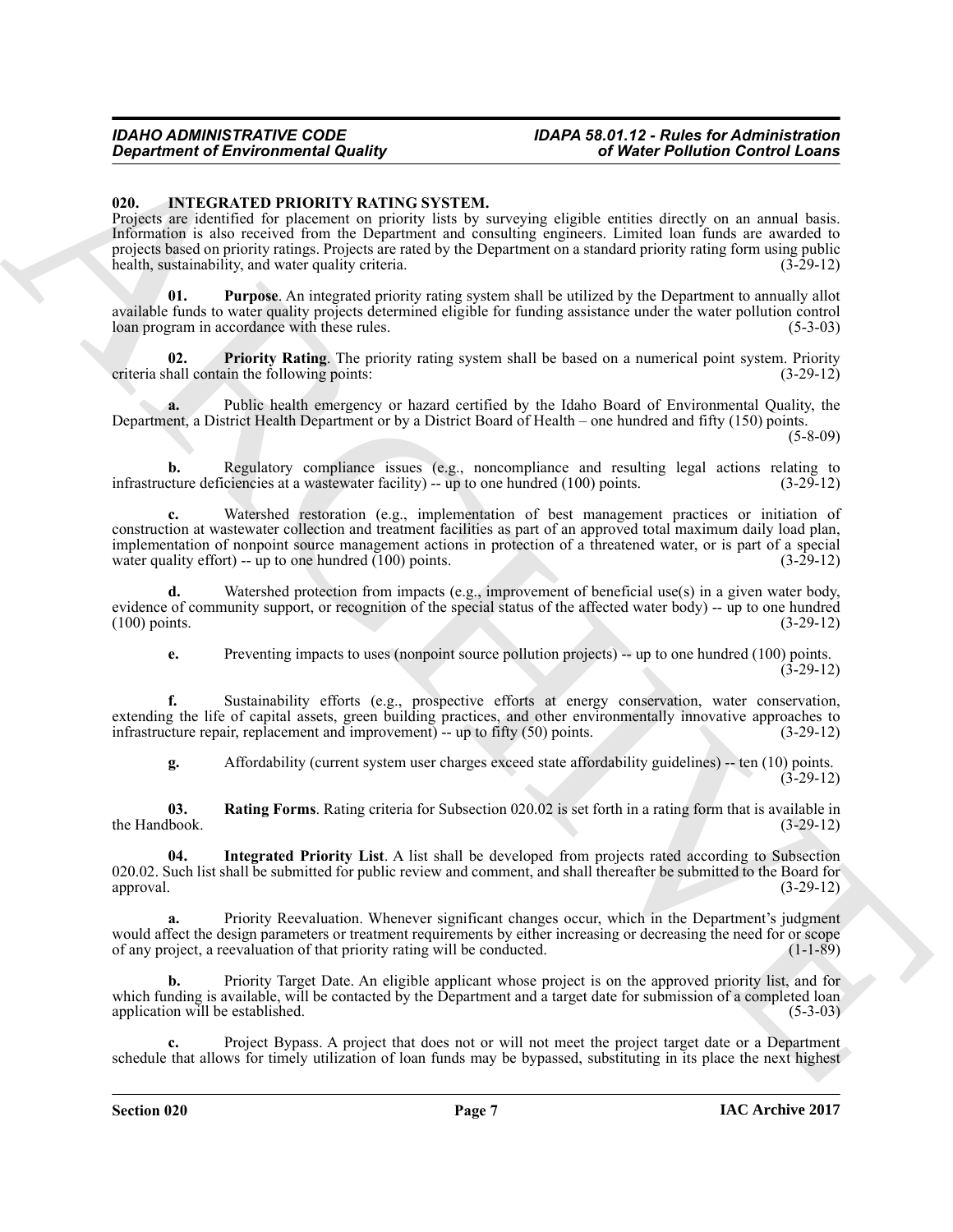## 020. INTEGRATED PRIORITY RATING SYSTEM.

Projects are identified for placement on priority lists by surveying eligible entities directly on an annual basis. Information is also received from the Department and consulting engineers. Limited loan funds are awarded to projects based on priority ratings. Projects are rated by the Department on a standard priority rating form using public health, sustainability, and water quality criteria. (3-29-12)

**01. Purpose**. An integrated priority rating system shall be utilized by the Department to annually allot available funds to water quality projects determined eligible for funding assistance under the water pollution control loan program in accordance with these rules. (5-3-03)

**02. Priority Rating**. The priority rating system shall be based on a numerical point system. Priority criteria shall contain the following points: (3-29-12)

**a.** Public health emergency or hazard certified by the Idaho Board of Environmental Quality, the Department, a District Health Department or by a District Board of Health – one hundred and fifty (150) points. (5-8-09)

**b.** Regulatory compliance issues (e.g., noncompliance and resulting legal actions relating to infrastructure deficiencies at a wastewater facility) -- up to one hundred (100) points. (3-29-12)

**c.** Watershed restoration (e.g., implementation of best management practices or initiation of construction at wastewater collection and treatment facilities as part of an approved total maximum daily load plan, implementation of nonpoint source management actions in protection of a threatened water, or is part of a special water quality effort) -- up to one hundred (100) points. (3-29-12)

**d.** Watershed protection from impacts (e.g., improvement of beneficial use(s) in a given water body, evidence of community support, or recognition of the special status of the affected water body) -- up to one hundred (100) points. (3-29-12)

**e.** Preventing impacts to uses (nonpoint source pollution projects) -- up to one hundred (100) points. (3-29-12)

**f.** Sustainability efforts (e.g., prospective efforts at energy conservation, water conservation, extending the life of capital assets, green building practices, and other environmentally innovative approaches to infrastructure repair, replacement and improvement) -- up to fifty (50) points. (3-29-12)

**g.** Affordability (current system user charges exceed state affordability guidelines) -- ten (10) points. (3-29-12)

**03. Rating Forms**. Rating criteria for Subsection 020.02 is set forth in a rating form that is available in the Handbook. (3-29-12)

**04. Integrated Priority List**. A list shall be developed from projects rated according to Subsection 020.02. Such list shall be submitted for public review and comment, and shall thereafter be submitted to the Board for approval. (3-29-12)

**a.** Priority Reevaluation. Whenever significant changes occur, which in the Department's judgment would affect the design parameters or treatment requirements by either increasing or decreasing the need for or scope of any project, a reevaluation of that priority rating will be conducted. (1-1-89)

**b.** Priority Target Date. An eligible applicant whose project is on the approved priority list, and for which funding is available, will be contacted by the Department and a target date for submission of a completed loan application will be established. (5-3-03)

**c.** Project Bypass. A project that does not or will not meet the project target date or a Department schedule that allows for timely utilization of loan funds may be bypassed, substituting in its place the next highest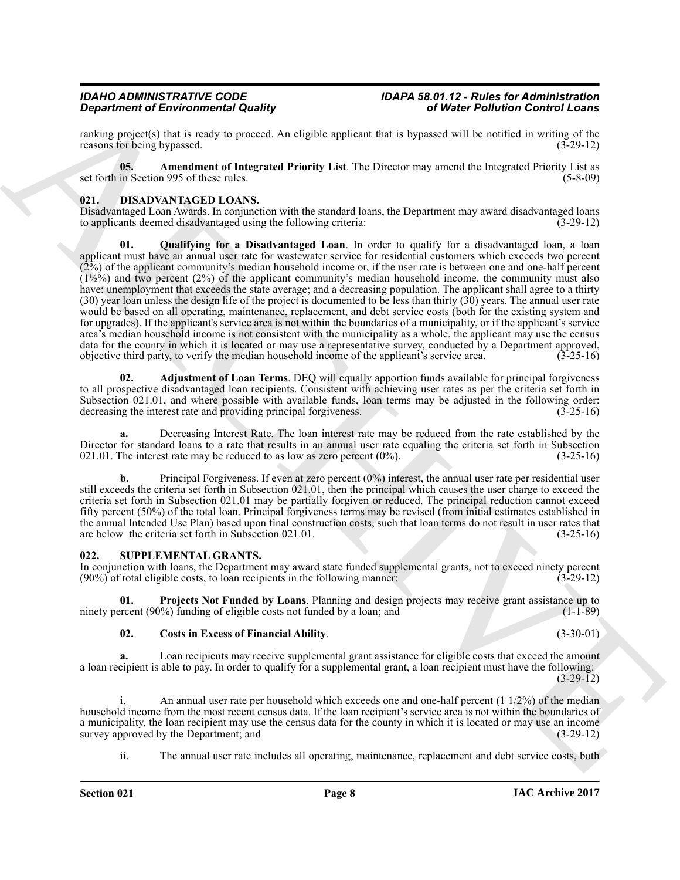ranking project(s) that is ready to proceed. An eligible applicant that is bypassed will be notified in writing of the reasons for being bypassed. (3-29-12)

**05. Amendment of Integrated Priority List**. The Director may amend the Integrated Priority List as set forth in Section 995 of these rules. (5-8-09)

### 021. DISADVANTAGED LOANS.

Disadvantaged Loan Awards. In conjunction with the standard loans, the Department may award disadvantaged loans to applicants deemed disadvantaged using the following criteria: (3-29-12)

**01. Qualifying for a Disadvantaged Loan**. In order to qualify for a disadvantaged loan, a loan applicant must have an annual user rate for wastewater service for residential customers which exceeds two percent (2%) of the applicant community's median household income or, if the user rate is between one and one-half percent (1½%) and two percent (2%) of the applicant community's median household income, the community must also have: unemployment that exceeds the state average; and a decreasing population. The applicant shall agree to a thirty (30) year loan unless the design life of the project is documented to be less than thirty (30) years. The annual user rate would be based on all operating, maintenance, replacement, and debt service costs (both for the existing system and for upgrades). If the applicant's service area is not within the boundaries of a municipality, or if the applicant's service area's median household income is not consistent with the municipality as a whole, the applicant may use the census data for the county in which it is located or may use a representative survey, conducted by a Department approved, objective third party, to verify the median household income of the applicant's service area. (3-25-16)

**02. Adjustment of Loan Terms**. DEQ will equally apportion funds available for principal forgiveness to all prospective disadvantaged loan recipients. Consistent with achieving user rates as per the criteria set forth in Subsection 021.01, and where possible with available funds, loan terms may be adjusted in the following order: decreasing the interest rate and providing principal forgiveness. (3-25-16)

**a.** Decreasing Interest Rate. The loan interest rate may be reduced from the rate established by the Director for standard loans to a rate that results in an annual user rate equaling the criteria set forth in Subsection 021.01. The interest rate may be reduced to as low as zero percent (0%). (3-25-16)

**b.** Principal Forgiveness. If even at zero percent (0%) interest, the annual user rate per residential user still exceeds the criteria set forth in Subsection 021.01, then the principal which causes the user charge to exceed the criteria set forth in Subsection 021.01 may be partially forgiven or reduced. The principal reduction cannot exceed fifty percent (50%) of the total loan. Principal forgiveness terms may be revised (from initial estimates established in the annual Intended Use Plan) based upon final construction costs, such that loan terms do not result in user rates that are below the criteria set forth in Subsection 021.01. (3-25-16)

### 022. SUPPLEMENTAL GRANTS.

In conjunction with loans, the Department may award state funded supplemental grants, not to exceed ninety percent (90%) of total eligible costs, to loan recipients in the following manner: (3-29-12)

**01. Projects Not Funded by Loans**. Planning and design projects may receive grant assistance up to ninety percent (90%) funding of eligible costs not funded by a loan; and (1-1-89)

**02. Costs in Excess of Financial Ability**. (3-30-01)

**a.** Loan recipients may receive supplemental grant assistance for eligible costs that exceed the amount a loan recipient is able to pay. In order to qualify for a supplemental grant, a loan recipient must have the following: (3-29-12)

i. An annual user rate per household which exceeds one and one-half percent (1 1/2%) of the median household income from the most recent census data. If the loan recipient's service area is not within the boundaries of a municipality, the loan recipient may use the census data for the county in which it is located or may use an income survey approved by the Department; and (3-29-12)

ii. The annual user rate includes all operating, maintenance, replacement and debt service costs, both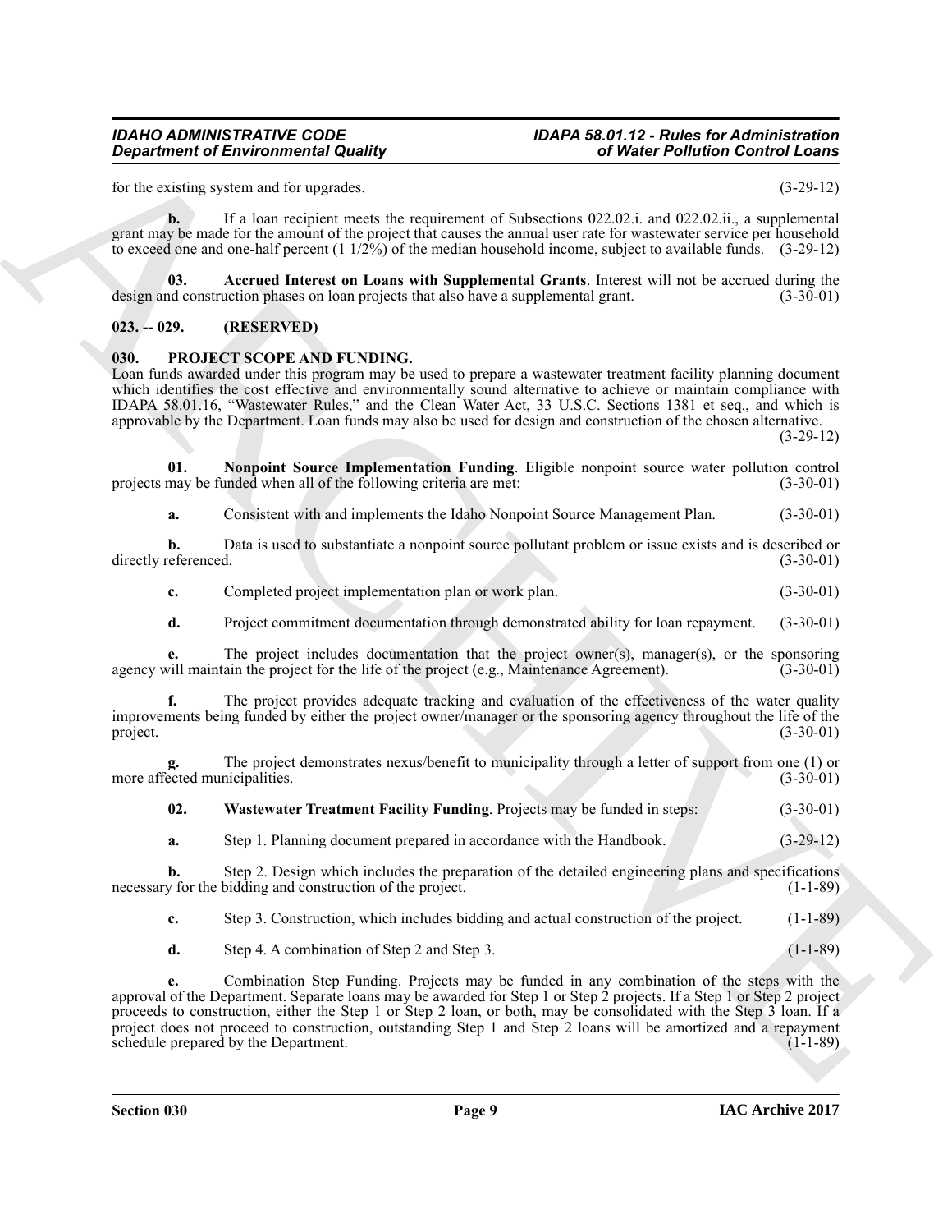for the existing system and for upgrades. (3-29-12)

**b.** If a loan recipient meets the requirement of Subsections 022.02.i. and 022.02.ii., a supplemental grant may be made for the amount of the project that causes the annual user rate for wastewater service per household to exceed one and one-half percent (1 1/2%) of the median household income, subject to available funds. (3-29-12)

**03. Accrued Interest on Loans with Supplemental Grants**. Interest will not be accrued during the design and construction phases on loan projects that also have a supplemental grant. (3-30-01)

## 023. -- 029. (RESERVED)

## 030. PROJECT SCOPE AND FUNDING.

Loan funds awarded under this program may be used to prepare a wastewater treatment facility planning document which identifies the cost effective and environmentally sound alternative to achieve or maintain compliance with IDAPA 58.01.16, "Wastewater Rules," and the Clean Water Act, 33 U.S.C. Sections 1381 et seq., and which is approvable by the Department. Loan funds may also be used for design and construction of the chosen alternative. (3-29-12)

**01. Nonpoint Source Implementation Funding**. Eligible nonpoint source water pollution control projects may be funded when all of the following criteria are met: (3-30-01)

**a.** Consistent with and implements the Idaho Nonpoint Source Management Plan. (3-30-01)

**b.** Data is used to substantiate a nonpoint source pollutant problem or issue exists and is described or directly referenced. (3-30-01)

**c.** Completed project implementation plan or work plan. (3-30-01)

**d.** Project commitment documentation through demonstrated ability for loan repayment. (3-30-01)

**e.** The project includes documentation that the project owner(s), manager(s), or the sponsoring agency will maintain the project for the life of the project (e.g., Maintenance Agreement). (3-30-01)

**f.** The project provides adequate tracking and evaluation of the effectiveness of the water quality improvements being funded by either the project owner/manager or the sponsoring agency throughout the life of the project. (3-30-01)

**g.** The project demonstrates nexus/benefit to municipality through a letter of support from one (1) or more affected municipalities. (3-30-01)

**02. Wastewater Treatment Facility Funding**. Projects may be funded in steps: (3-30-01)

**a.** Step 1. Planning document prepared in accordance with the Handbook. (3-29-12)

**b.** Step 2. Design which includes the preparation of the detailed engineering plans and specifications necessary for the bidding and construction of the project. (1-1-89)

**c.** Step 3. Construction, which includes bidding and actual construction of the project. (1-1-89)

**d.** Step 4. A combination of Step 2 and Step 3. (1-1-89)

**e.** Combination Step Funding. Projects may be funded in any combination of the steps with the approval of the Department. Separate loans may be awarded for Step 1 or Step 2 projects. If a Step 1 or Step 2 project proceeds to construction, either the Step 1 or Step 2 loan, or both, may be consolidated with the Step 3 loan. If a project does not proceed to construction, outstanding Step 1 and Step 2 loans will be amortized and a repayment schedule prepared by the Department. (1-1-89)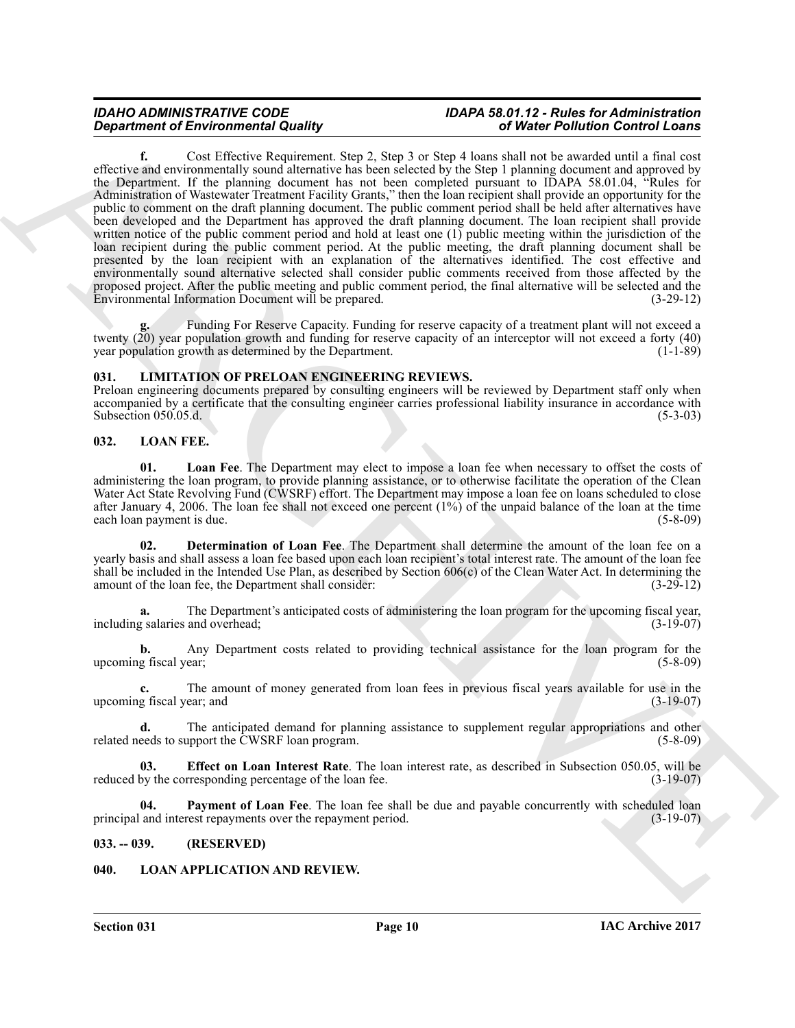**f.** Cost Effective Requirement. Step 2, Step 3 or Step 4 loans shall not be awarded until a final cost effective and environmentally sound alternative has been selected by the Step 1 planning document and approved by the Department. If the planning document has not been completed pursuant to IDAPA 58.01.04, "Rules for Administration of Wastewater Treatment Facility Grants," then the loan recipient shall provide an opportunity for the public to comment on the draft planning document. The public comment period shall be held after alternatives have been developed and the Department has approved the draft planning document. The loan recipient shall provide written notice of the public comment period and hold at least one (1) public meeting within the jurisdiction of the loan recipient during the public comment period. At the public meeting, the draft planning document shall be presented by the loan recipient with an explanation of the alternatives identified. The cost effective and environmentally sound alternative selected shall consider public comments received from those affected by the proposed project. After the public meeting and public comment period, the final alternative will be selected and the Environmental Information Document will be prepared. (3-29-12)

**g.** Funding For Reserve Capacity. Funding for reserve capacity of a treatment plant will not exceed a twenty (20) year population growth and funding for reserve capacity of an interceptor will not exceed a forty (40) year population growth as determined by the Department. (1-1-89)

## 031. LIMITATION OF PRELOAN ENGINEERING REVIEWS.

Preloan engineering documents prepared by consulting engineers will be reviewed by Department staff only when accompanied by a certificate that the consulting engineer carries professional liability insurance in accordance with Subsection 050.05.d. (5-3-03)

## 032. LOAN FEE.

**01. Loan Fee**. The Department may elect to impose a loan fee when necessary to offset the costs of administering the loan program, to provide planning assistance, or to otherwise facilitate the operation of the Clean Water Act State Revolving Fund (CWSRF) effort. The Department may impose a loan fee on loans scheduled to close after January 4, 2006. The loan fee shall not exceed one percent (1%) of the unpaid balance of the loan at the time each loan payment is due. (5-8-09)

**02. Determination of Loan Fee**. The Department shall determine the amount of the loan fee on a yearly basis and shall assess a loan fee based upon each loan recipient's total interest rate. The amount of the loan fee shall be included in the Intended Use Plan, as described by Section 606(c) of the Clean Water Act. In determining the amount of the loan fee, the Department shall consider: (3-29-12)

**a.** The Department's anticipated costs of administering the loan program for the upcoming fiscal year, including salaries and overhead; (3-19-07)

**b.** Any Department costs related to providing technical assistance for the loan program for the upcoming fiscal year; (5-8-09)

**c.** The amount of money generated from loan fees in previous fiscal years available for use in the upcoming fiscal year; and (3-19-07)

**d.** The anticipated demand for planning assistance to supplement regular appropriations and other related needs to support the CWSRF loan program. (5-8-09)

**03. Effect on Loan Interest Rate**. The loan interest rate, as described in Subsection 050.05, will be reduced by the corresponding percentage of the loan fee. (3-19-07)

**04. Payment of Loan Fee**. The loan fee shall be due and payable concurrently with scheduled loan principal and interest repayments over the repayment period. (3-19-07)

## 033. -- 039. (RESERVED)

## 040. LOAN APPLICATION AND REVIEW.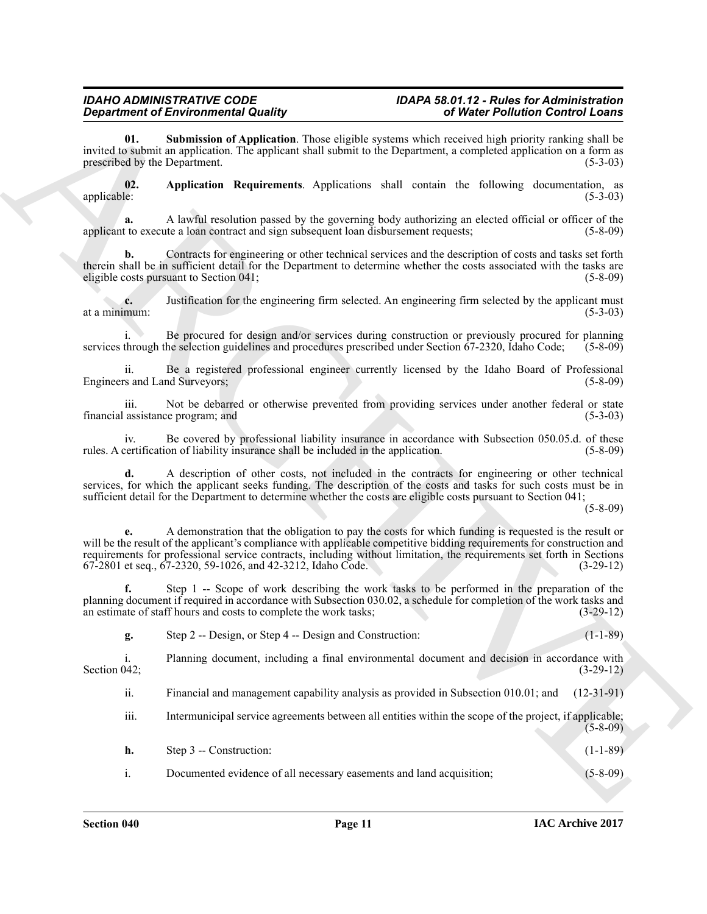**01. Submission of Application**. Those eligible systems which received high priority ranking shall be invited to submit an application. The applicant shall submit to the Department, a completed application on a form as prescribed by the Department. (5-3-03)

**02. Application Requirements**. Applications shall contain the following documentation, as applicable: (5-3-03)

**a.** A lawful resolution passed by the governing body authorizing an elected official or officer of the applicant to execute a loan contract and sign subsequent loan disbursement requests; (5-8-09)

**b.** Contracts for engineering or other technical services and the description of costs and tasks set forth therein shall be in sufficient detail for the Department to determine whether the costs associated with the tasks are eligible costs pursuant to Section 041; (5-8-09)

**c.** Justification for the engineering firm selected. An engineering firm selected by the applicant must at a minimum: (5-3-03)

i. Be procured for design and/or services during construction or previously procured for planning services through the selection guidelines and procedures prescribed under Section 67-2320, Idaho Code; (5-8-09)

ii. Be a registered professional engineer currently licensed by the Idaho Board of Professional Engineers and Land Surveyors; (5-8-09)

iii. Not be debarred or otherwise prevented from providing services under another federal or state financial assistance program; and (5-3-03)

iv. Be covered by professional liability insurance in accordance with Subsection 050.05.d. of these rules. A certification of liability insurance shall be included in the application. (5-8-09)

**d.** A description of other costs, not included in the contracts for engineering or other technical services, for which the applicant seeks funding. The description of the costs and tasks for such costs must be in sufficient detail for the Department to determine whether the costs are eligible costs pursuant to Section 041; (5-8-09)

**e.** A demonstration that the obligation to pay the costs for which funding is requested is the result or will be the result of the applicant's compliance with applicable competitive bidding requirements for construction and requirements for professional service contracts, including without limitation, the requirements set forth in Sections 67-2801 et seq., 67-2320, 59-1026, and 42-3212, Idaho Code. (3-29-12)

**f.** Step 1 -- Scope of work describing the work tasks to be performed in the preparation of the planning document if required in accordance with Subsection 030.02, a schedule for completion of the work tasks and an estimate of staff hours and costs to complete the work tasks; (3-29-12)

**g.** Step 2 -- Design, or Step 4 -- Design and Construction: (1-1-89)

i. Planning document, including a final environmental document and decision in accordance with Section 042; (3-29-12)

ii. Financial and management capability analysis as provided in Subsection 010.01; and (12-31-91)

iii. Intermunicipal service agreements between all entities within the scope of the project, if applicable; (5-8-09)

**h.** Step 3 -- Construction: (1-1-89)

i. Documented evidence of all necessary easements and land acquisition; (5-8-09)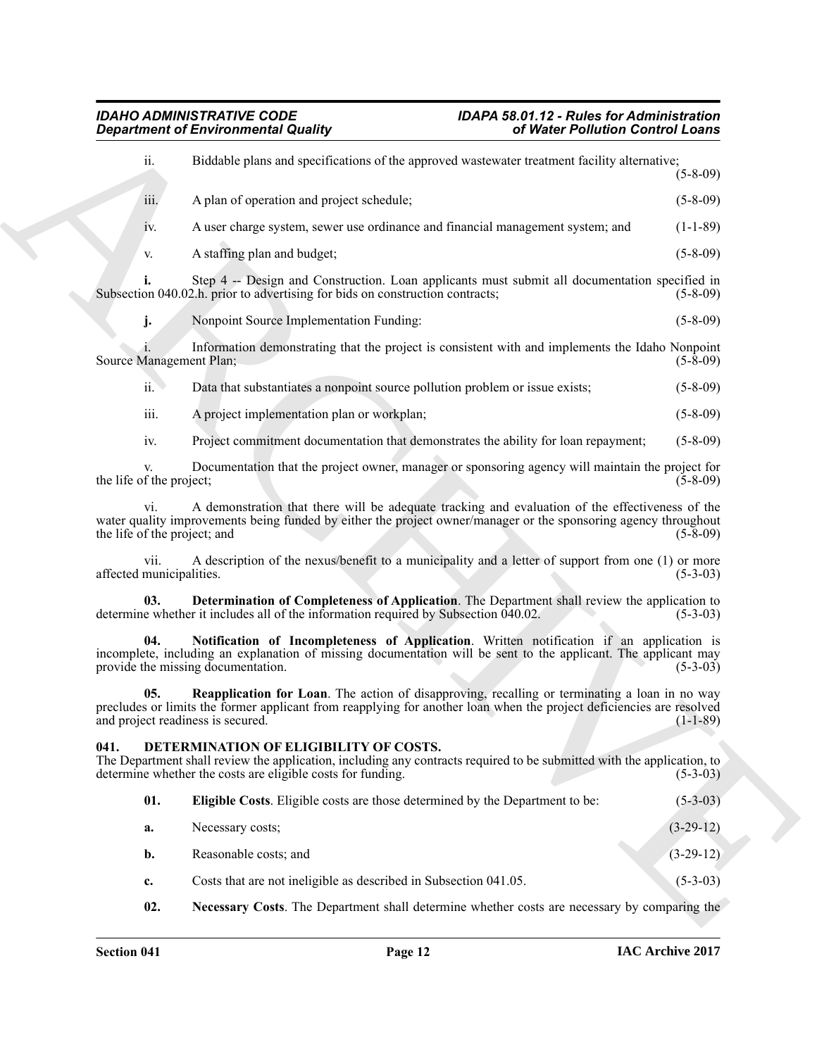ii. Biddable plans and specifications of the approved wastewater treatment facility alternative; (5-8-09)

iii. A plan of operation and project schedule; (5-8-09)

iv. A user charge system, sewer use ordinance and financial management system; and (1-1-89)

v. A staffing plan and budget; (5-8-09)

**i.** Step 4 -- Design and Construction. Loan applicants must submit all documentation specified in Subsection 040.02.h. prior to advertising for bids on construction contracts; (5-8-09)

**j.** Nonpoint Source Implementation Funding: (5-8-09)

i. Information demonstrating that the project is consistent with and implements the Idaho Nonpoint Source Management Plan; (5-8-09)

ii. Data that substantiates a nonpoint source pollution problem or issue exists; (5-8-09)

iii. A project implementation plan or workplan; (5-8-09)

iv. Project commitment documentation that demonstrates the ability for loan repayment; (5-8-09)

v. Documentation that the project owner, manager or sponsoring agency will maintain the project for the life of the project; (5-8-09)

vi. A demonstration that there will be adequate tracking and evaluation of the effectiveness of the water quality improvements being funded by either the project owner/manager or the sponsoring agency throughout the life of the project; and (5-8-09)

vii. A description of the nexus/benefit to a municipality and a letter of support from one (1) or more affected municipalities. (5-3-03)

**03. Determination of Completeness of Application**. The Department shall review the application to determine whether it includes all of the information required by Subsection 040.02. (5-3-03)

**04. Notification of Incompleteness of Application**. Written notification if an application is incomplete, including an explanation of missing documentation will be sent to the applicant. The applicant may provide the missing documentation. (5-3-03)

**05. Reapplication for Loan**. The action of disapproving, recalling or terminating a loan in no way precludes or limits the former applicant from reapplying for another loan when the project deficiencies are resolved and project readiness is secured. (1-1-89)

## 041. DETERMINATION OF ELIGIBILITY OF COSTS.

The Department shall review the application, including any contracts required to be submitted with the application, to determine whether the costs are eligible costs for funding. (5-3-03)

**01. Eligible Costs**. Eligible costs are those determined by the Department to be: (5-3-03)

**a.** Necessary costs; (3-29-12)

**b.** Reasonable costs; and (3-29-12)

**c.** Costs that are not ineligible as described in Subsection 041.05. (5-3-03)

**02. Necessary Costs**. The Department shall determine whether costs are necessary by comparing the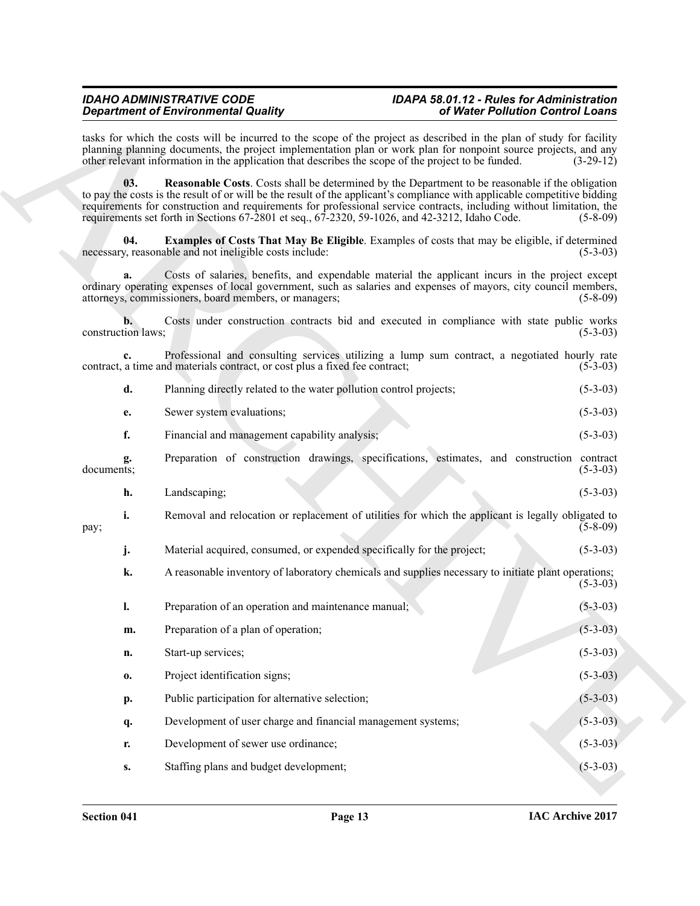tasks for which the costs will be incurred to the scope of the project as described in the plan of study for facility planning planning documents, the project implementation plan or work plan for nonpoint source projects, and any other relevant information in the application that describes the scope of the project to be funded. (3-29-12)

**03. Reasonable Costs**. Costs shall be determined by the Department to be reasonable if the obligation to pay the costs is the result of or will be the result of the applicant's compliance with applicable competitive bidding requirements for construction and requirements for professional service contracts, including without limitation, the requirements set forth in Sections 67-2801 et seq., 67-2320, 59-1026, and 42-3212, Idaho Code. (5-8-09)

**04. Examples of Costs That May Be Eligible**. Examples of costs that may be eligible, if determined necessary, reasonable and not ineligible costs include: (5-3-03)

**a.** Costs of salaries, benefits, and expendable material the applicant incurs in the project except ordinary operating expenses of local government, such as salaries and expenses of mayors, city council members, attorneys, commissioners, board members, or managers; (5-8-09)

**b.** Costs under construction contracts bid and executed in compliance with state public works construction laws; (5-3-03)

**c.** Professional and consulting services utilizing a lump sum contract, a negotiated hourly rate contract, a time and materials contract, or cost plus a fixed fee contract; (5-3-03)

**d.** Planning directly related to the water pollution control projects; (5-3-03)

**e.** Sewer system evaluations; (5-3-03)

**f.** Financial and management capability analysis; (5-3-03)

**g.** Preparation of construction drawings, specifications, estimates, and construction contract documents; (5-3-03)

**h.** Landscaping; (5-3-03)

**i.** Removal and relocation or replacement of utilities for which the applicant is legally obligated to pay; (5-8-09)

**j.** Material acquired, consumed, or expended specifically for the project; (5-3-03)

**k.** A reasonable inventory of laboratory chemicals and supplies necessary to initiate plant operations; (5-3-03)

**l.** Preparation of an operation and maintenance manual; (5-3-03)

**m.** Preparation of a plan of operation; (5-3-03)

**n.** Start-up services; (5-3-03)

**o.** Project identification signs; (5-3-03)

**p.** Public participation for alternative selection; (5-3-03)

**q.** Development of user charge and financial management systems; (5-3-03)

**r.** Development of sewer use ordinance; (5-3-03)

**s.** Staffing plans and budget development; (5-3-03)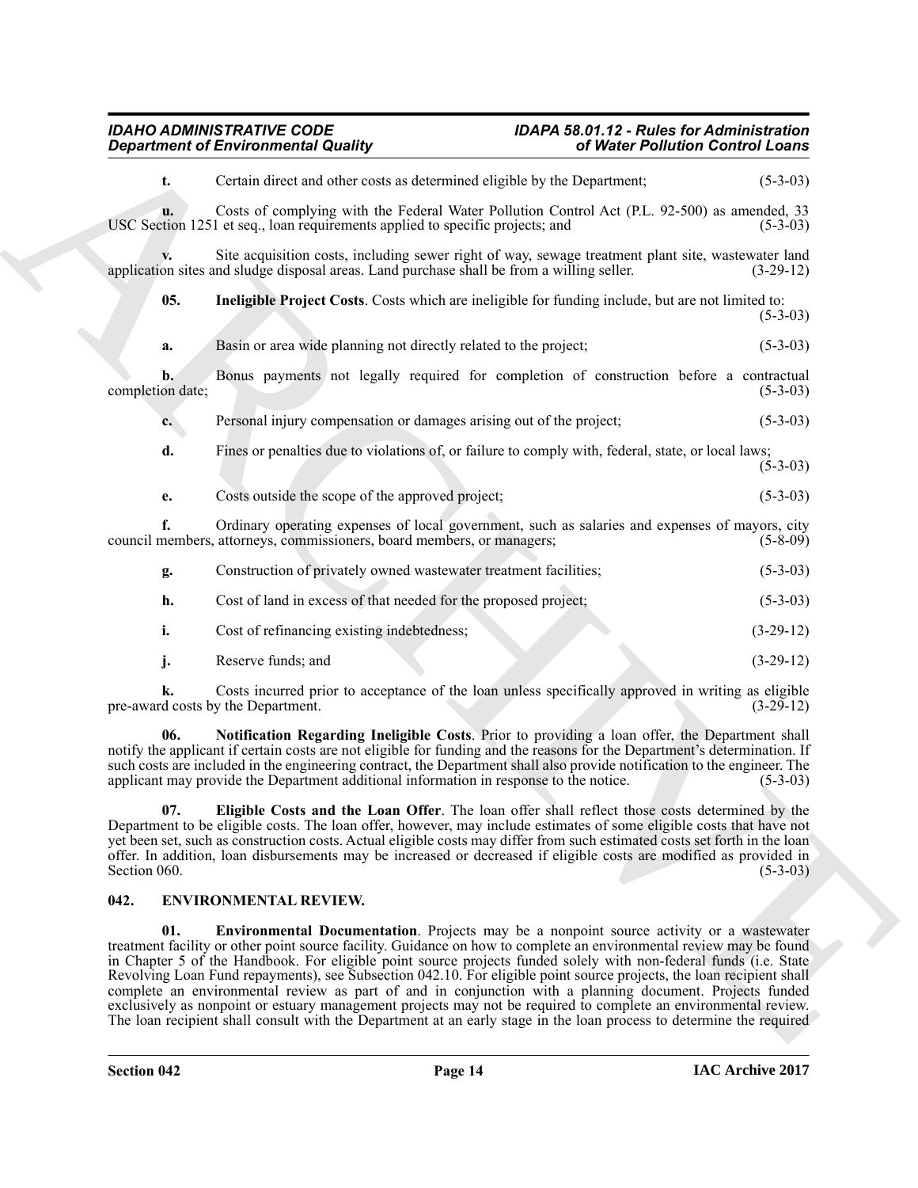**t.** Certain direct and other costs as determined eligible by the Department; (5-3-03)

**u.** Costs of complying with the Federal Water Pollution Control Act (P.L. 92-500) as amended, 33 USC Section 1251 et seq., loan requirements applied to specific projects; and (5-3-03)

**v.** Site acquisition costs, including sewer right of way, sewage treatment plant site, wastewater land application sites and sludge disposal areas. Land purchase shall be from a willing seller. (3-29-12)

**05. Ineligible Project Costs**. Costs which are ineligible for funding include, but are not limited to: (5-3-03)

**a.** Basin or area wide planning not directly related to the project; (5-3-03)

**b.** Bonus payments not legally required for completion of construction before a contractual completion date; (5-3-03)

**c.** Personal injury compensation or damages arising out of the project; (5-3-03)

**d.** Fines or penalties due to violations of, or failure to comply with, federal, state, or local laws; (5-3-03)

**e.** Costs outside the scope of the approved project; (5-3-03)

**f.** Ordinary operating expenses of local government, such as salaries and expenses of mayors, city council members, attorneys, commissioners, board members, or managers; (5-8-09)

**g.** Construction of privately owned wastewater treatment facilities; (5-3-03)

**h.** Cost of land in excess of that needed for the proposed project; (5-3-03)

**i.** Cost of refinancing existing indebtedness; (3-29-12)

**j.** Reserve funds; and (3-29-12)

**k.** Costs incurred prior to acceptance of the loan unless specifically approved in writing as eligible pre-award costs by the Department. (3-29-12)

**06. Notification Regarding Ineligible Costs**. Prior to providing a loan offer, the Department shall notify the applicant if certain costs are not eligible for funding and the reasons for the Department's determination. If such costs are included in the engineering contract, the Department shall also provide notification to the engineer. The applicant may provide the Department additional information in response to the notice. (5-3-03)

**07. Eligible Costs and the Loan Offer**. The loan offer shall reflect those costs determined by the Department to be eligible costs. The loan offer, however, may include estimates of some eligible costs that have not yet been set, such as construction costs. Actual eligible costs may differ from such estimated costs set forth in the loan offer. In addition, loan disbursements may be increased or decreased if eligible costs are modified as provided in Section 060. (5-3-03)

## 042. ENVIRONMENTAL REVIEW.

**01. Environmental Documentation**. Projects may be a nonpoint source activity or a wastewater treatment facility or other point source facility. Guidance on how to complete an environmental review may be found in Chapter 5 of the Handbook. For eligible point source projects funded solely with non-federal funds (i.e. State Revolving Loan Fund repayments), see Subsection 042.10. For eligible point source projects, the loan recipient shall complete an environmental review as part of and in conjunction with a planning document. Projects funded exclusively as nonpoint or estuary management projects may not be required to complete an environmental review. The loan recipient shall consult with the Department at an early stage in the loan process to determine the required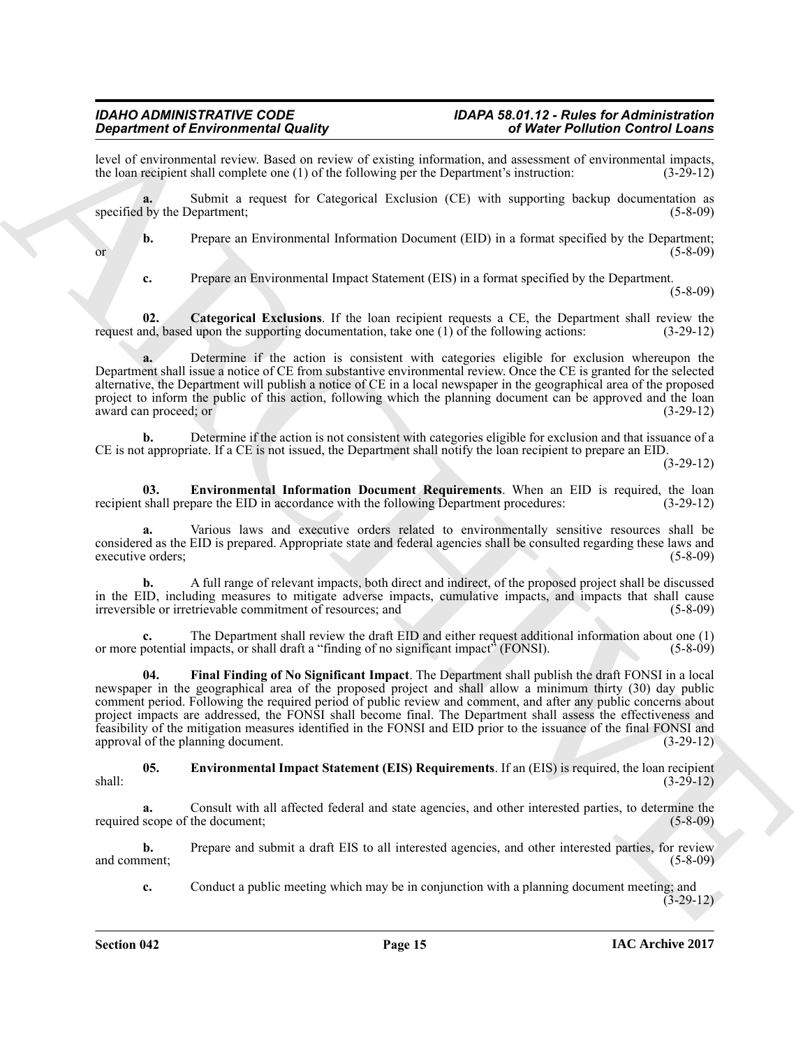level of environmental review. Based on review of existing information, and assessment of environmental impacts, the loan recipient shall complete one (1) of the following per the Department's instruction: (3-29-12)

**a.** Submit a request for Categorical Exclusion (CE) with supporting backup documentation as specified by the Department; (5-8-09)

**b.** Prepare an Environmental Information Document (EID) in a format specified by the Department; or (5-8-09)

**c.** Prepare an Environmental Impact Statement (EIS) in a format specified by the Department. (5-8-09)

**02. Categorical Exclusions**. If the loan recipient requests a CE, the Department shall review the request and, based upon the supporting documentation, take one (1) of the following actions: (3-29-12)

**a.** Determine if the action is consistent with categories eligible for exclusion whereupon the Department shall issue a notice of CE from substantive environmental review. Once the CE is granted for the selected alternative, the Department will publish a notice of CE in a local newspaper in the geographical area of the proposed project to inform the public of this action, following which the planning document can be approved and the loan award can proceed; or (3-29-12)

**b.** Determine if the action is not consistent with categories eligible for exclusion and that issuance of a CE is not appropriate. If a CE is not issued, the Department shall notify the loan recipient to prepare an EID. (3-29-12)

**03. Environmental Information Document Requirements**. When an EID is required, the loan recipient shall prepare the EID in accordance with the following Department procedures: (3-29-12)

**a.** Various laws and executive orders related to environmentally sensitive resources shall be considered as the EID is prepared. Appropriate state and federal agencies shall be consulted regarding these laws and executive orders; (5-8-09)

**b.** A full range of relevant impacts, both direct and indirect, of the proposed project shall be discussed in the EID, including measures to mitigate adverse impacts, cumulative impacts, and impacts that shall cause irreversible or irretrievable commitment of resources; and (5-8-09)

**c.** The Department shall review the draft EID and either request additional information about one (1) or more potential impacts, or shall draft a "finding of no significant impact" (FONSI). (5-8-09)

**04. Final Finding of No Significant Impact**. The Department shall publish the draft FONSI in a local newspaper in the geographical area of the proposed project and shall allow a minimum thirty (30) day public comment period. Following the required period of public review and comment, and after any public concerns about project impacts are addressed, the FONSI shall become final. The Department shall assess the effectiveness and feasibility of the mitigation measures identified in the FONSI and EID prior to the issuance of the final FONSI and approval of the planning document. (3-29-12)

**05. Environmental Impact Statement (EIS) Requirements**. If an (EIS) is required, the loan recipient shall: (3-29-12)

**a.** Consult with all affected federal and state agencies, and other interested parties, to determine the required scope of the document; (5-8-09)

**b.** Prepare and submit a draft EIS to all interested agencies, and other interested parties, for review and comment; (5-8-09)

**c.** Conduct a public meeting which may be in conjunction with a planning document meeting; and (3-29-12)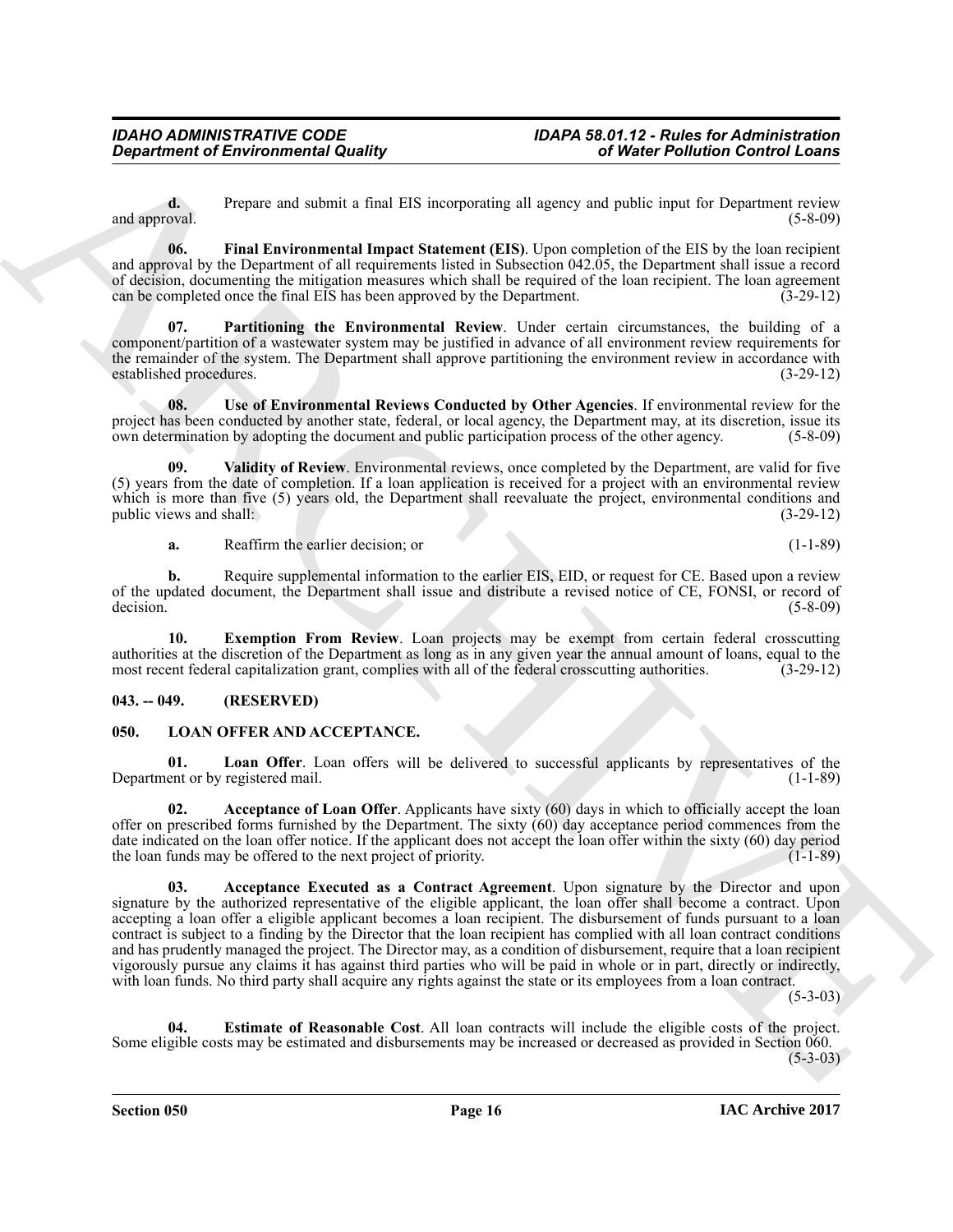**d.** Prepare and submit a final EIS incorporating all agency and public input for Department review and approval. (5-8-09)

**06. Final Environmental Impact Statement (EIS)**. Upon completion of the EIS by the loan recipient and approval by the Department of all requirements listed in Subsection 042.05, the Department shall issue a record of decision, documenting the mitigation measures which shall be required of the loan recipient. The loan agreement can be completed once the final EIS has been approved by the Department. (3-29-12)

**07. Partitioning the Environmental Review**. Under certain circumstances, the building of a component/partition of a wastewater system may be justified in advance of all environment review requirements for the remainder of the system. The Department shall approve partitioning the environment review in accordance with established procedures. (3-29-12)

**08. Use of Environmental Reviews Conducted by Other Agencies**. If environmental review for the project has been conducted by another state, federal, or local agency, the Department may, at its discretion, issue its own determination by adopting the document and public participation process of the other agency. (5-8-09)

**09. Validity of Review**. Environmental reviews, once completed by the Department, are valid for five (5) years from the date of completion. If a loan application is received for a project with an environmental review which is more than five (5) years old, the Department shall reevaluate the project, environmental conditions and public views and shall: (3-29-12)

**a.** Reaffirm the earlier decision; or (1-1-89)

**b.** Require supplemental information to the earlier EIS, EID, or request for CE. Based upon a review of the updated document, the Department shall issue and distribute a revised notice of CE, FONSI, or record of decision. (5-8-09)

**10. Exemption From Review**. Loan projects may be exempt from certain federal crosscutting authorities at the discretion of the Department as long as in any given year the annual amount of loans, equal to the most recent federal capitalization grant, complies with all of the federal crosscutting authorities. (3-29-12)

## 043. -- 049. (RESERVED)

## 050. LOAN OFFER AND ACCEPTANCE.

**01. Loan Offer**. Loan offers will be delivered to successful applicants by representatives of the Department or by registered mail. (1-1-89)

**02. Acceptance of Loan Offer**. Applicants have sixty (60) days in which to officially accept the loan offer on prescribed forms furnished by the Department. The sixty (60) day acceptance period commences from the date indicated on the loan offer notice. If the applicant does not accept the loan offer within the sixty (60) day period the loan funds may be offered to the next project of priority. (1-1-89)

**03. Acceptance Executed as a Contract Agreement**. Upon signature by the Director and upon signature by the authorized representative of the eligible applicant, the loan offer shall become a contract. Upon accepting a loan offer a eligible applicant becomes a loan recipient. The disbursement of funds pursuant to a loan contract is subject to a finding by the Director that the loan recipient has complied with all loan contract conditions and has prudently managed the project. The Director may, as a condition of disbursement, require that a loan recipient vigorously pursue any claims it has against third parties who will be paid in whole or in part, directly or indirectly, with loan funds. No third party shall acquire any rights against the state or its employees from a loan contract. (5-3-03)

**04. Estimate of Reasonable Cost**. All loan contracts will include the eligible costs of the project. Some eligible costs may be estimated and disbursements may be increased or decreased as provided in Section 060. (5-3-03)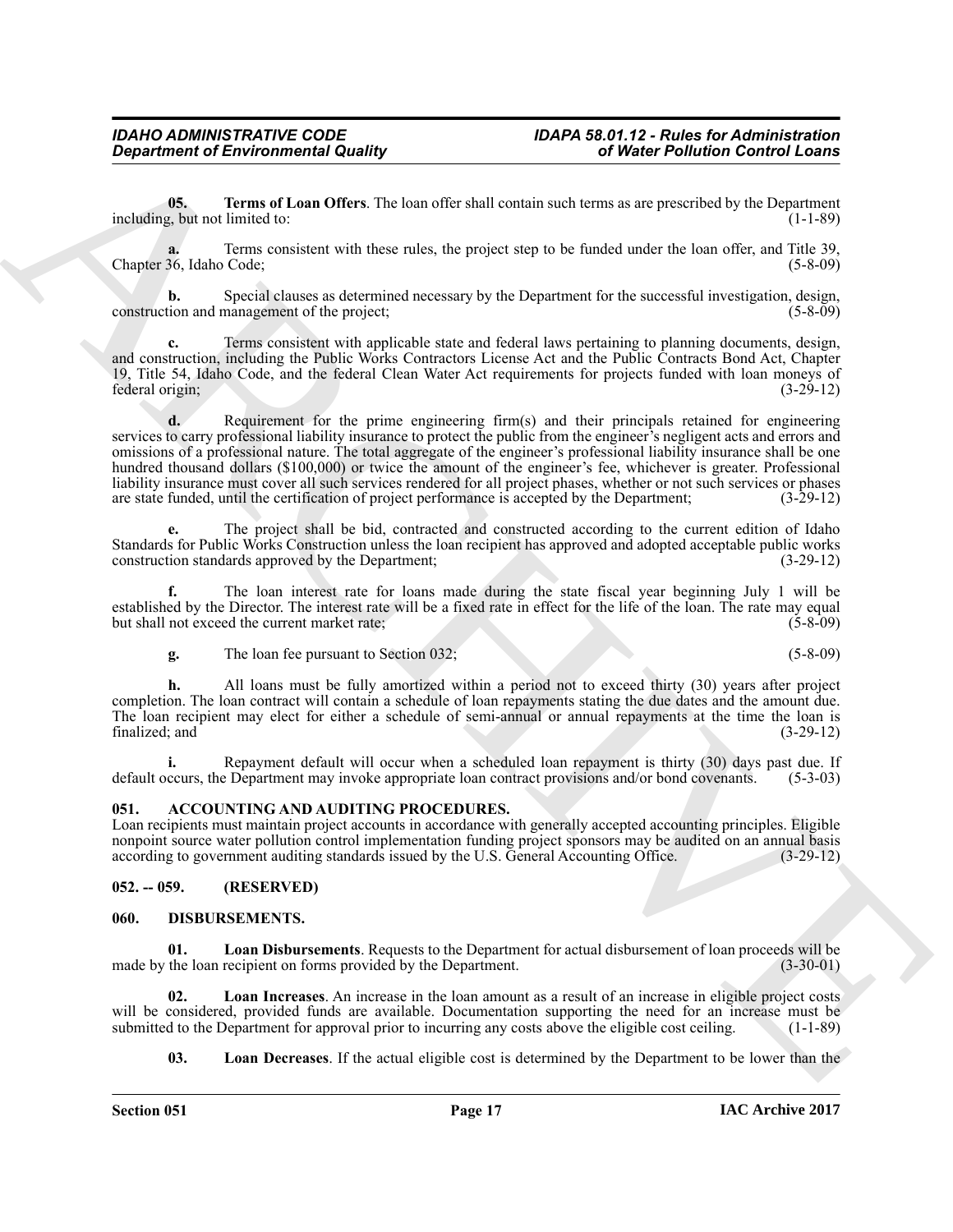**05. Terms of Loan Offers**. The loan offer shall contain such terms as are prescribed by the Department including, but not limited to: (1-1-89)

**a.** Terms consistent with these rules, the project step to be funded under the loan offer, and Title 39, Chapter 36, Idaho Code; (5-8-09)

**b.** Special clauses as determined necessary by the Department for the successful investigation, design, construction and management of the project; (5-8-09)

**c.** Terms consistent with applicable state and federal laws pertaining to planning documents, design, and construction, including the Public Works Contractors License Act and the Public Contracts Bond Act, Chapter 19, Title 54, Idaho Code, and the federal Clean Water Act requirements for projects funded with loan moneys of federal origin; (3-29-12)

**d.** Requirement for the prime engineering firm(s) and their principals retained for engineering services to carry professional liability insurance to protect the public from the engineer's negligent acts and errors and omissions of a professional nature. The total aggregate of the engineer's professional liability insurance shall be one hundred thousand dollars ($100,000) or twice the amount of the engineer's fee, whichever is greater. Professional liability insurance must cover all such services rendered for all project phases, whether or not such services or phases are state funded, until the certification of project performance is accepted by the Department; (3-29-12)

**e.** The project shall be bid, contracted and constructed according to the current edition of Idaho Standards for Public Works Construction unless the loan recipient has approved and adopted acceptable public works construction standards approved by the Department; (3-29-12)

**f.** The loan interest rate for loans made during the state fiscal year beginning July 1 will be established by the Director. The interest rate will be a fixed rate in effect for the life of the loan. The rate may equal but shall not exceed the current market rate; (5-8-09)

**g.** The loan fee pursuant to Section 032; (5-8-09)

**h.** All loans must be fully amortized within a period not to exceed thirty (30) years after project completion. The loan contract will contain a schedule of loan repayments stating the due dates and the amount due. The loan recipient may elect for either a schedule of semi-annual or annual repayments at the time the loan is finalized; and (3-29-12)

**i.** Repayment default will occur when a scheduled loan repayment is thirty (30) days past due. If default occurs, the Department may invoke appropriate loan contract provisions and/or bond covenants. (5-3-03)

## 051. ACCOUNTING AND AUDITING PROCEDURES.

Loan recipients must maintain project accounts in accordance with generally accepted accounting principles. Eligible nonpoint source water pollution control implementation funding project sponsors may be audited on an annual basis according to government auditing standards issued by the U.S. General Accounting Office. (3-29-12)

## 052. -- 059. (RESERVED)

## 060. DISBURSEMENTS.

**01. Loan Disbursements**. Requests to the Department for actual disbursement of loan proceeds will be made by the loan recipient on forms provided by the Department. (3-30-01)

**02. Loan Increases**. An increase in the loan amount as a result of an increase in eligible project costs will be considered, provided funds are available. Documentation supporting the need for an increase must be submitted to the Department for approval prior to incurring any costs above the eligible cost ceiling. (1-1-89)

**03. Loan Decreases**. If the actual eligible cost is determined by the Department to be lower than the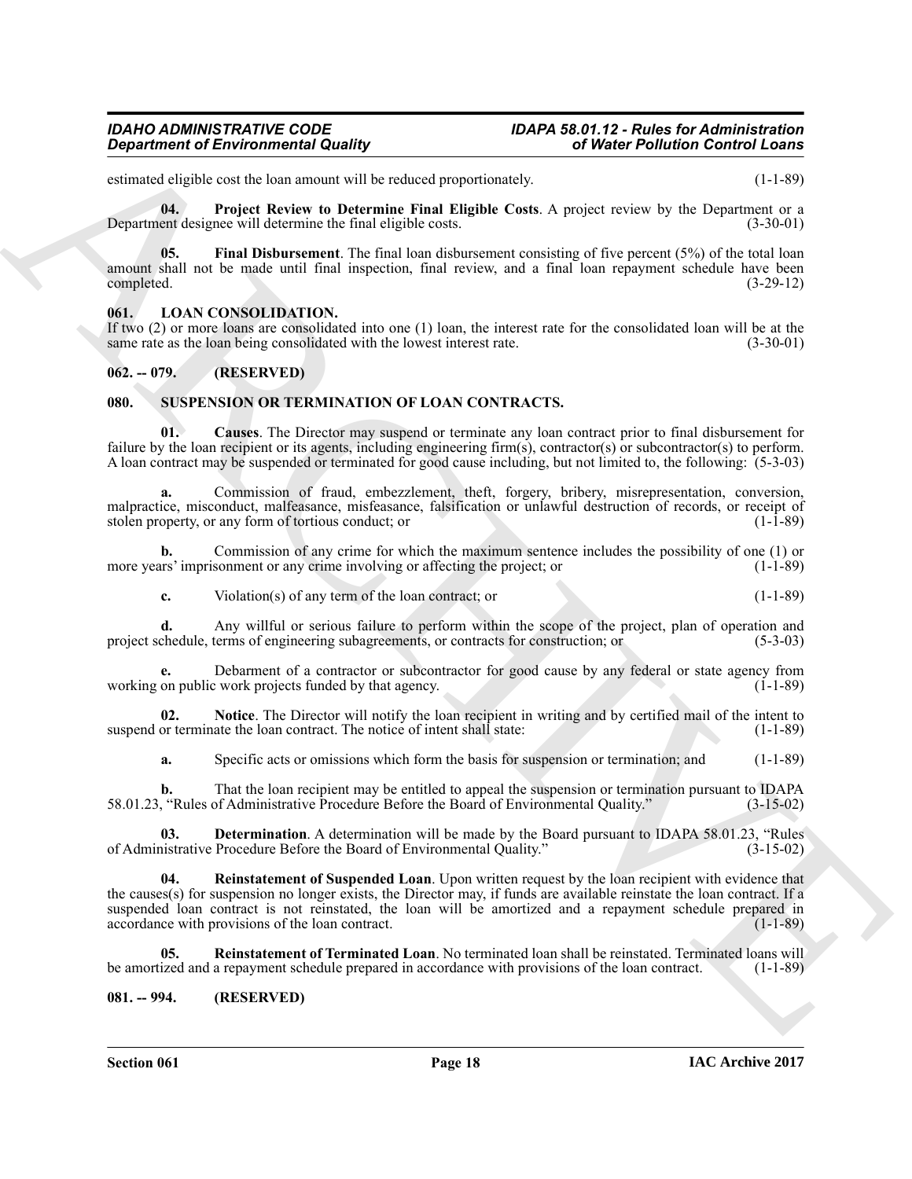estimated eligible cost the loan amount will be reduced proportionately. (1-1-89)

**04. Project Review to Determine Final Eligible Costs**. A project review by the Department or a Department designee will determine the final eligible costs. (3-30-01)

**05. Final Disbursement**. The final loan disbursement consisting of five percent (5%) of the total loan amount shall not be made until final inspection, final review, and a final loan repayment schedule have been completed. (3-29-12)

### 061. LOAN CONSOLIDATION.

If two (2) or more loans are consolidated into one (1) loan, the interest rate for the consolidated loan will be at the same rate as the loan being consolidated with the lowest interest rate. (3-30-01)

### 062. -- 079. (RESERVED)

### 080. SUSPENSION OR TERMINATION OF LOAN CONTRACTS.

**01. Causes**. The Director may suspend or terminate any loan contract prior to final disbursement for failure by the loan recipient or its agents, including engineering firm(s), contractor(s) or subcontractor(s) to perform. A loan contract may be suspended or terminated for good cause including, but not limited to, the following: (5-3-03)

**a.** Commission of fraud, embezzlement, theft, forgery, bribery, misrepresentation, conversion, malpractice, misconduct, malfeasance, misfeasance, falsification or unlawful destruction of records, or receipt of stolen property, or any form of tortious conduct; or (1-1-89)

**b.** Commission of any crime for which the maximum sentence includes the possibility of one (1) or more years' imprisonment or any crime involving or affecting the project; or (1-1-89)

**c.** Violation(s) of any term of the loan contract; or (1-1-89)

**d.** Any willful or serious failure to perform within the scope of the project, plan of operation and project schedule, terms of engineering subagreements, or contracts for construction; or (5-3-03)

**e.** Debarment of a contractor or subcontractor for good cause by any federal or state agency from working on public work projects funded by that agency. (1-1-89)

**02. Notice**. The Director will notify the loan recipient in writing and by certified mail of the intent to suspend or terminate the loan contract. The notice of intent shall state: (1-1-89)

**a.** Specific acts or omissions which form the basis for suspension or termination; and (1-1-89)

**b.** That the loan recipient may be entitled to appeal the suspension or termination pursuant to IDAPA 58.01.23, "Rules of Administrative Procedure Before the Board of Environmental Quality." (3-15-02)

**03. Determination**. A determination will be made by the Board pursuant to IDAPA 58.01.23, "Rules of Administrative Procedure Before the Board of Environmental Quality." (3-15-02)

**04. Reinstatement of Suspended Loan**. Upon written request by the loan recipient with evidence that the causes(s) for suspension no longer exists, the Director may, if funds are available reinstate the loan contract. If a suspended loan contract is not reinstated, the loan will be amortized and a repayment schedule prepared in accordance with provisions of the loan contract. (1-1-89)

**05. Reinstatement of Terminated Loan**. No terminated loan shall be reinstated. Terminated loans will be amortized and a repayment schedule prepared in accordance with provisions of the loan contract. (1-1-89)

### 081. -- 994. (RESERVED)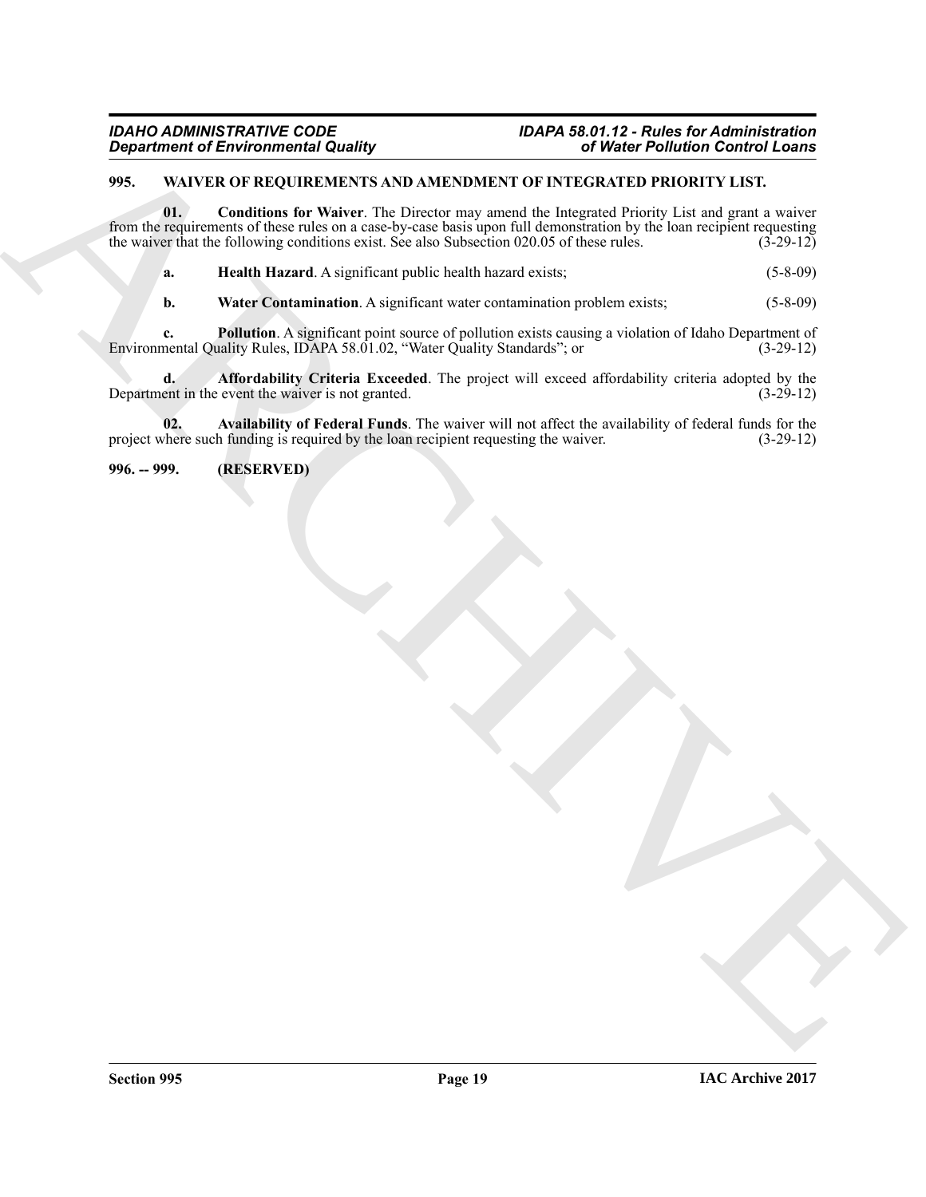### 995. WAIVER OF REQUIREMENTS AND AMENDMENT OF INTEGRATED PRIORITY LIST.

**01. Conditions for Waiver**. The Director may amend the Integrated Priority List and grant a waiver from the requirements of these rules on a case-by-case basis upon full demonstration by the loan recipient requesting the waiver that the following conditions exist. See also Subsection 020.05 of these rules. (3-29-12)

**a. Health Hazard**. A significant public health hazard exists; (5-8-09)

**b. Water Contamination**. A significant water contamination problem exists; (5-8-09)

**c. Pollution**. A significant point source of pollution exists causing a violation of Idaho Department of Environmental Quality Rules, IDAPA 58.01.02, "Water Quality Standards"; or (3-29-12)

**d. Affordability Criteria Exceeded**. The project will exceed affordability criteria adopted by the Department in the event the waiver is not granted. (3-29-12)

**02. Availability of Federal Funds**. The waiver will not affect the availability of federal funds for the project where such funding is required by the loan recipient requesting the waiver. (3-29-12)

### 996. -- 999. (RESERVED)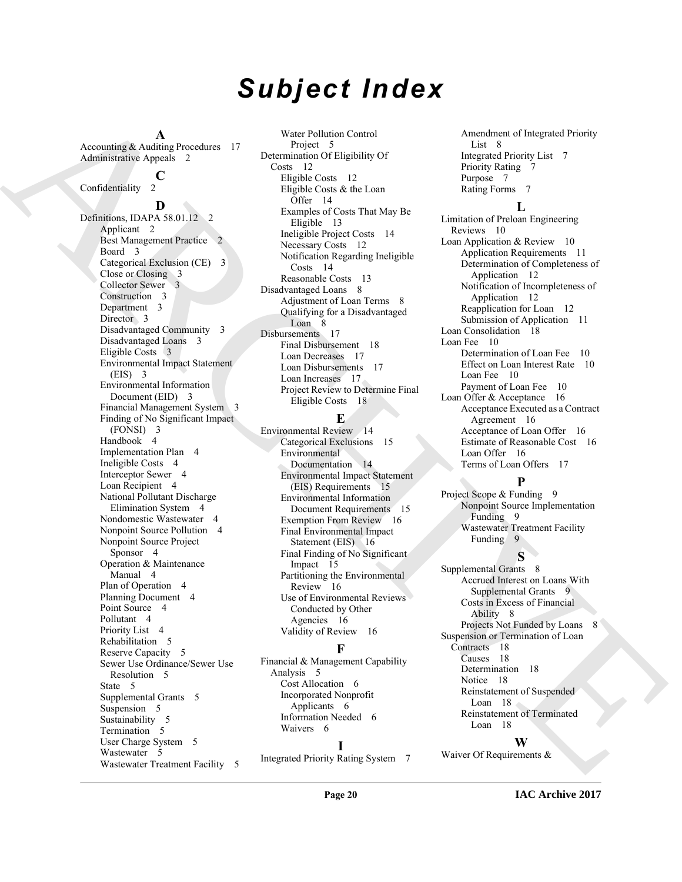# Subject Index

**A**

Accounting & Auditing Procedures 17
Administrative Appeals 2

**C**

Confidentiality 2

**D**

Definitions, IDAPA 58.01.12 2
- Applicant 2
- Best Management Practice 2
- Board 3
- Categorical Exclusion (CE) 3
- Close or Closing 3
- Collector Sewer 3
- Construction 3
- Department 3
- Director 3
- Disadvantaged Community 3
- Disadvantaged Loans 3
- Eligible Costs 3
- Environmental Impact Statement (EIS) 3
- Environmental Information Document (EID) 3
- Financial Management System 3
- Finding of No Significant Impact (FONSI) 3
- Handbook 4
- Implementation Plan 4
- Ineligible Costs 4
- Interceptor Sewer 4
- Loan Recipient 4
- National Pollutant Discharge Elimination System 4
- Nondomestic Wastewater 4
- Nonpoint Source Pollution 4
- Nonpoint Source Project Sponsor 4
- Operation & Maintenance Manual 4
- Plan of Operation 4
- Planning Document 4
- Point Source 4
- Pollutant 4
- Priority List 4
- Rehabilitation 5
- Reserve Capacity 5
- Sewer Use Ordinance/Sewer Use Resolution 5
- State 5
- Supplemental Grants 5
- Suspension 5
- Sustainability 5
- Termination 5
- User Charge System 5
- Wastewater 5
- Wastewater Treatment Facility 5
- Water Pollution Control Project 5

Determination Of Eligibility Of Costs 12
- Eligible Costs 12
- Eligible Costs & the Loan Offer 14
- Examples of Costs That May Be Eligible 13
- Ineligible Project Costs 14
- Necessary Costs 12
- Notification Regarding Ineligible Costs 14
- Reasonable Costs 13

Disadvantaged Loans 8
- Adjustment of Loan Terms 8
- Qualifying for a Disadvantaged Loan 8

Disbursements 17
- Final Disbursement 18
- Loan Decreases 17
- Loan Disbursements 17
- Loan Increases 17
- Project Review to Determine Final Eligible Costs 18

**E**

Environmental Review 14
- Categorical Exclusions 15
- Environmental Documentation 14
- Environmental Impact Statement (EIS) Requirements 15
- Environmental Information Document Requirements 15
- Exemption From Review 16
- Final Environmental Impact Statement (EIS) 16
- Final Finding of No Significant Impact 15
- Partitioning the Environmental Review 16
- Use of Environmental Reviews Conducted by Other Agencies 16
- Validity of Review 16

**F**

Financial & Management Capability Analysis 5
- Cost Allocation 6
- Incorporated Nonprofit Applicants 6
- Information Needed 6
- Waivers 6

**I**

Integrated Priority Rating System 7
- Amendment of Integrated Priority List 8
- Integrated Priority List 7
- Priority Rating 7
- Purpose 7
- Rating Forms 7

**L**

Limitation of Preloan Engineering Reviews 10

Loan Application & Review 10
- Application Requirements 11
- Determination of Completeness of Application 12
- Notification of Incompleteness of Application 12
- Reapplication for Loan 12
- Submission of Application 11

Loan Consolidation 18

Loan Fee 10
- Determination of Loan Fee 10
- Effect on Loan Interest Rate 10
- Loan Fee 10
- Payment of Loan Fee 10

Loan Offer & Acceptance 16
- Acceptance Executed as a Contract Agreement 16
- Acceptance of Loan Offer 16
- Estimate of Reasonable Cost 16
- Loan Offer 16
- Terms of Loan Offers 17

**P**

Project Scope & Funding 9
- Nonpoint Source Implementation Funding 9
- Wastewater Treatment Facility Funding 9

**S**

Supplemental Grants 8
- Accrued Interest on Loans With Supplemental Grants 9
- Costs in Excess of Financial Ability 8
- Projects Not Funded by Loans 8

Suspension or Termination of Loan Contracts 18
- Causes 18
- Determination 18
- Notice 18
- Reinstatement of Suspended Loan 18
- Reinstatement of Terminated Loan 18

**W**

Waiver Of Requirements &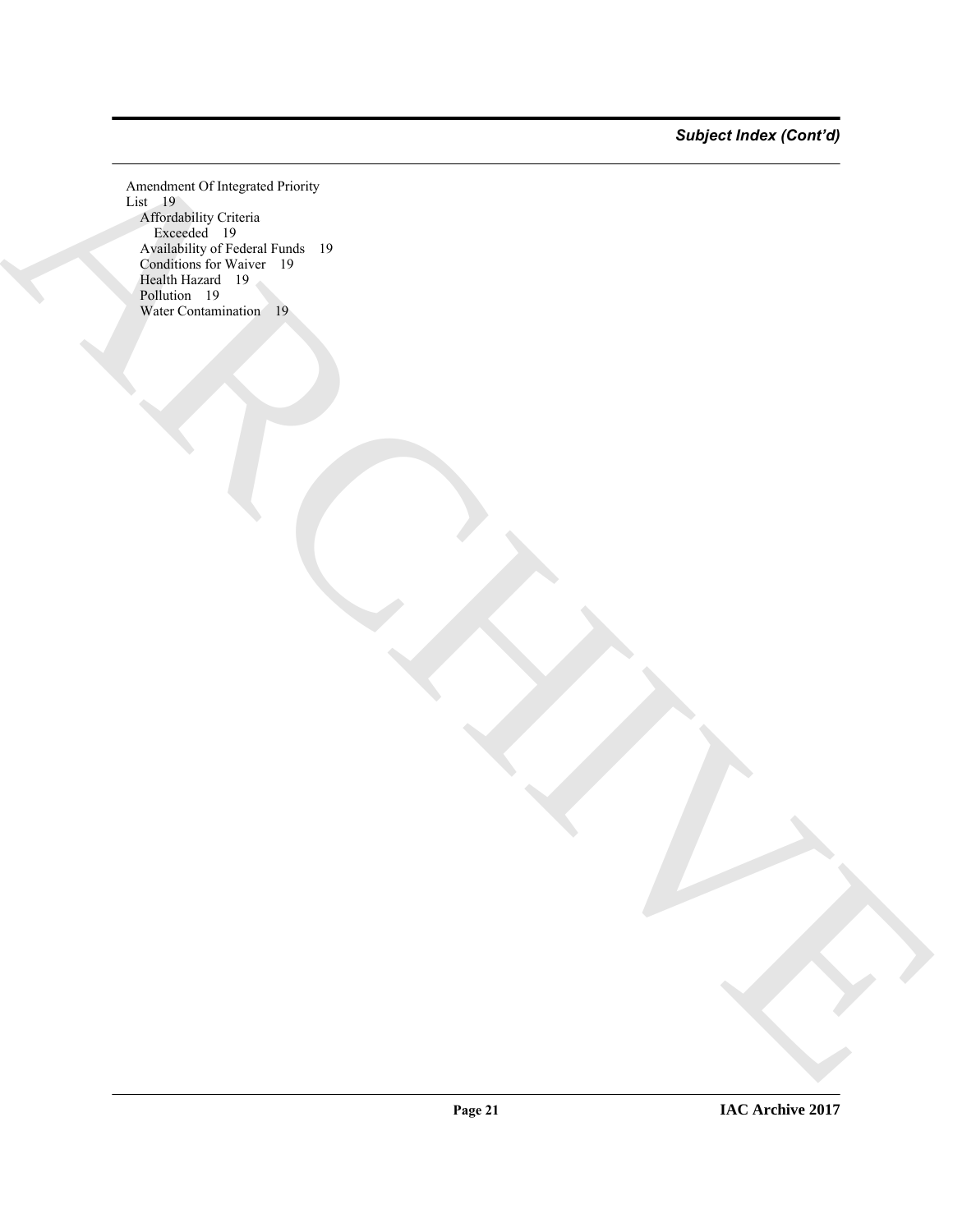Amendment Of Integrated Priority List 19
- Affordability Criteria Exceeded 19
- Availability of Federal Funds 19
- Conditions for Waiver 19
- Health Hazard 19
- Pollution 19
- Water Contamination 19